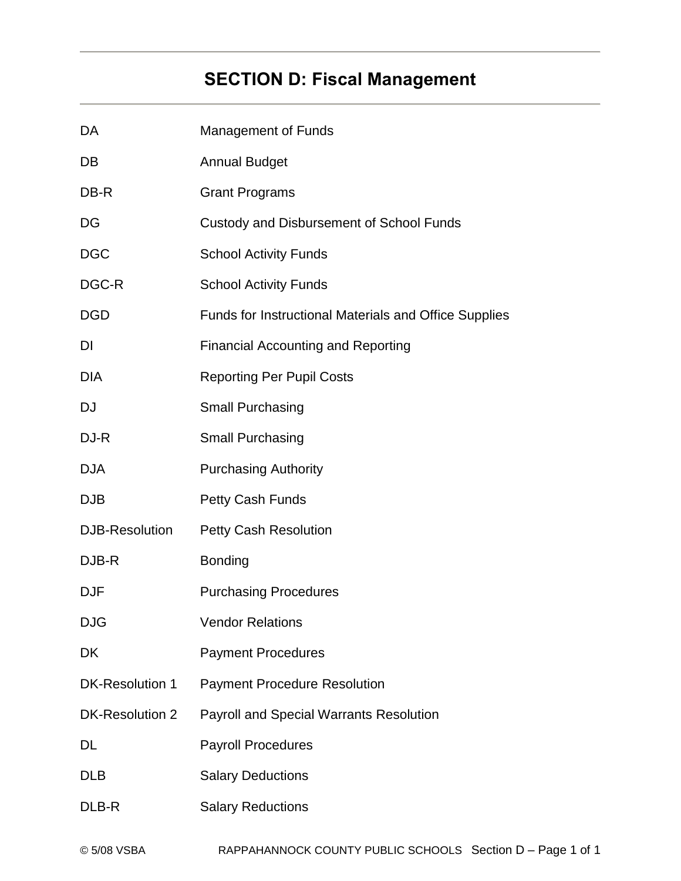# SECTION D: Fiscal Management

| | |
|---|---|
| DA | Management of Funds |
| DB | Annual Budget |
| DB-R | Grant Programs |
| DG | Custody and Disbursement of School Funds |
| DGC | School Activity Funds |
| DGC-R | School Activity Funds |
| DGD | Funds for Instructional Materials and Office Supplies |
| DI | Financial Accounting and Reporting |
| DIA | Reporting Per Pupil Costs |
| DJ | Small Purchasing |
| DJ-R | Small Purchasing |
| DJA | Purchasing Authority |
| DJB | Petty Cash Funds |
| DJB-Resolution | Petty Cash Resolution |
| DJB-R | Bonding |
| DJF | Purchasing Procedures |
| DJG | Vendor Relations |
| DK | Payment Procedures |
| DK-Resolution 1 | Payment Procedure Resolution |
| DK-Resolution 2 | Payroll and Special Warrants Resolution |
| DL | Payroll Procedures |
| DLB | Salary Deductions |
| DLB-R | Salary Reductions |

© 5/08 VSBA RAPPAHANNOCK COUNTY PUBLIC SCHOOLS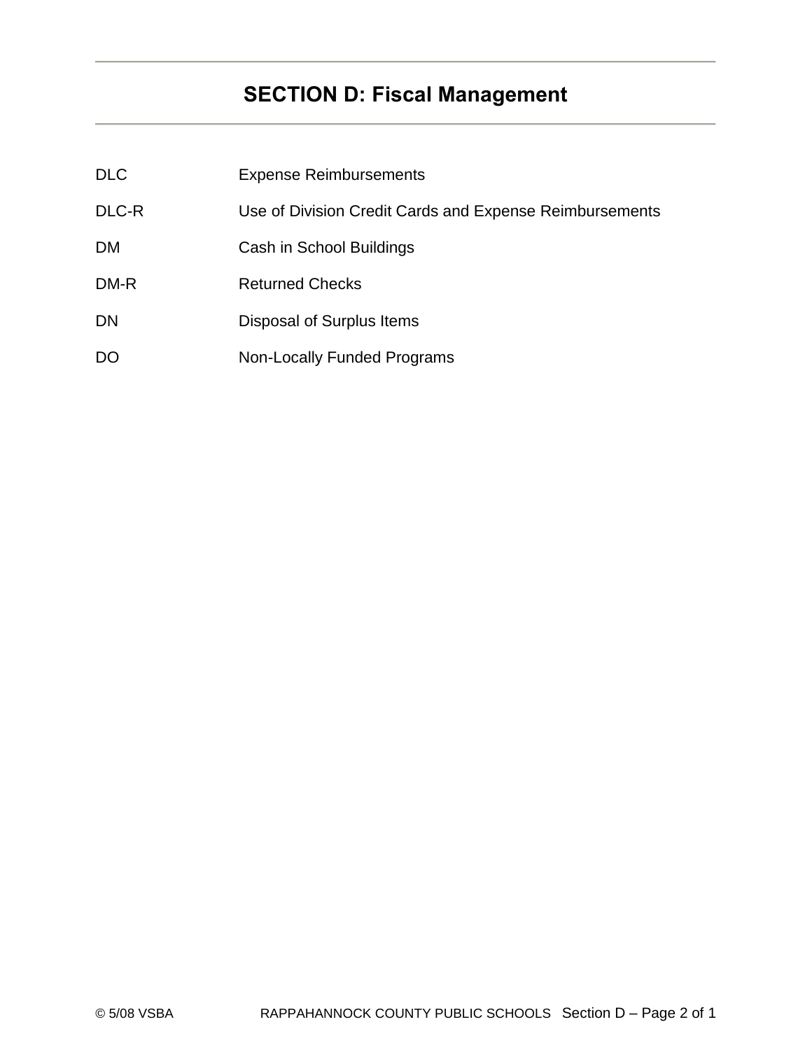# SECTION D: Fiscal Management

| | |
|---|---|
| DLC | Expense Reimbursements |
| DLC-R | Use of Division Credit Cards and Expense Reimbursements |
| DM | Cash in School Buildings |
| DM-R | Returned Checks |
| DN | Disposal of Surplus Items |
| DO | Non-Locally Funded Programs |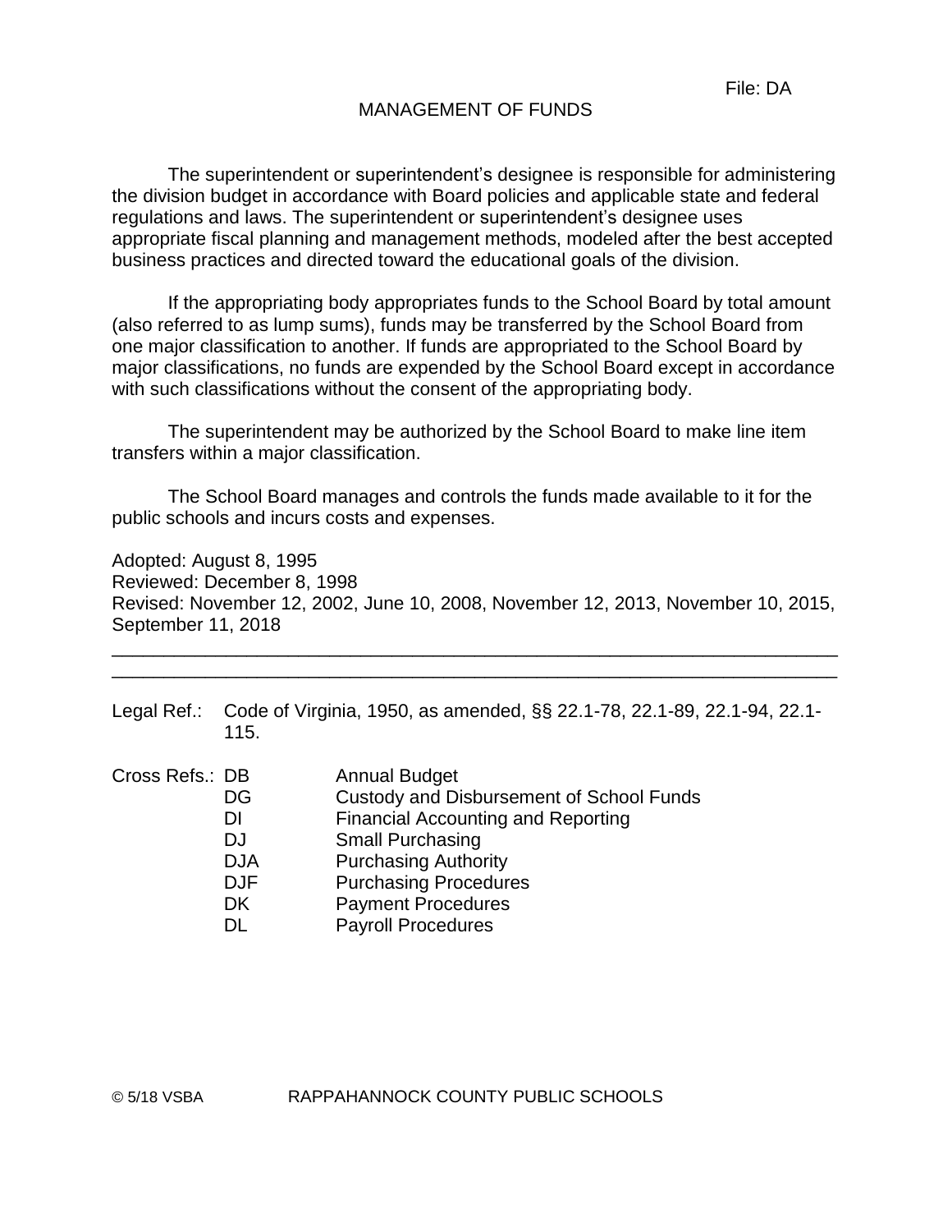File: DA

# MANAGEMENT OF FUNDS

The superintendent or superintendent's designee is responsible for administering the division budget in accordance with Board policies and applicable state and federal regulations and laws. The superintendent or superintendent's designee uses appropriate fiscal planning and management methods, modeled after the best accepted business practices and directed toward the educational goals of the division.

If the appropriating body appropriates funds to the School Board by total amount (also referred to as lump sums), funds may be transferred by the School Board from one major classification to another. If funds are appropriated to the School Board by major classifications, no funds are expended by the School Board except in accordance with such classifications without the consent of the appropriating body.

The superintendent may be authorized by the School Board to make line item transfers within a major classification.

The School Board manages and controls the funds made available to it for the public schools and incurs costs and expenses.

Adopted: August 8, 1995
Reviewed: December 8, 1998
Revised: November 12, 2002, June 10, 2008, November 12, 2013, November 10, 2015, September 11, 2018

---

Legal Ref.: Code of Virginia, 1950, as amended, §§ 22.1-78, 22.1-89, 22.1-94, 22.1-115.

Cross Refs.:

| | |
|---|---|
| DB | Annual Budget |
| DG | Custody and Disbursement of School Funds |
| DI | Financial Accounting and Reporting |
| DJ | Small Purchasing |
| DJA | Purchasing Authority |
| DJF | Purchasing Procedures |
| DK | Payment Procedures |
| DL | Payroll Procedures |

© 5/18 VSBA RAPPAHANNOCK COUNTY PUBLIC SCHOOLS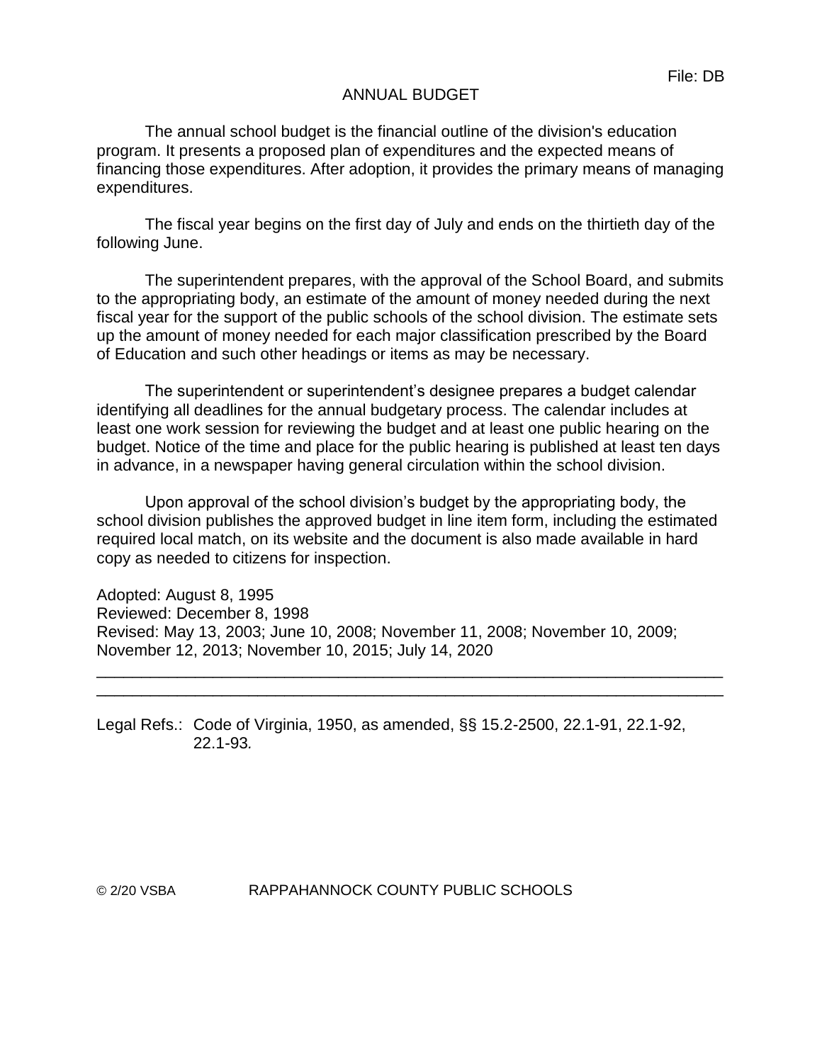File: DB

# ANNUAL BUDGET

The annual school budget is the financial outline of the division's education program. It presents a proposed plan of expenditures and the expected means of financing those expenditures. After adoption, it provides the primary means of managing expenditures.

The fiscal year begins on the first day of July and ends on the thirtieth day of the following June.

The superintendent prepares, with the approval of the School Board, and submits to the appropriating body, an estimate of the amount of money needed during the next fiscal year for the support of the public schools of the school division. The estimate sets up the amount of money needed for each major classification prescribed by the Board of Education and such other headings or items as may be necessary.

The superintendent or superintendent's designee prepares a budget calendar identifying all deadlines for the annual budgetary process. The calendar includes at least one work session for reviewing the budget and at least one public hearing on the budget. Notice of the time and place for the public hearing is published at least ten days in advance, in a newspaper having general circulation within the school division.

Upon approval of the school division's budget by the appropriating body, the school division publishes the approved budget in line item form, including the estimated required local match, on its website and the document is also made available in hard copy as needed to citizens for inspection.

Adopted: August 8, 1995
Reviewed: December 8, 1998
Revised: May 13, 2003; June 10, 2008; November 11, 2008; November 10, 2009; November 12, 2013; November 10, 2015; July 14, 2020

---

Legal Refs.: Code of Virginia, 1950, as amended, §§ 15.2-2500, 22.1-91, 22.1-92, 22.1-93.

© 2/20 VSBA RAPPAHANNOCK COUNTY PUBLIC SCHOOLS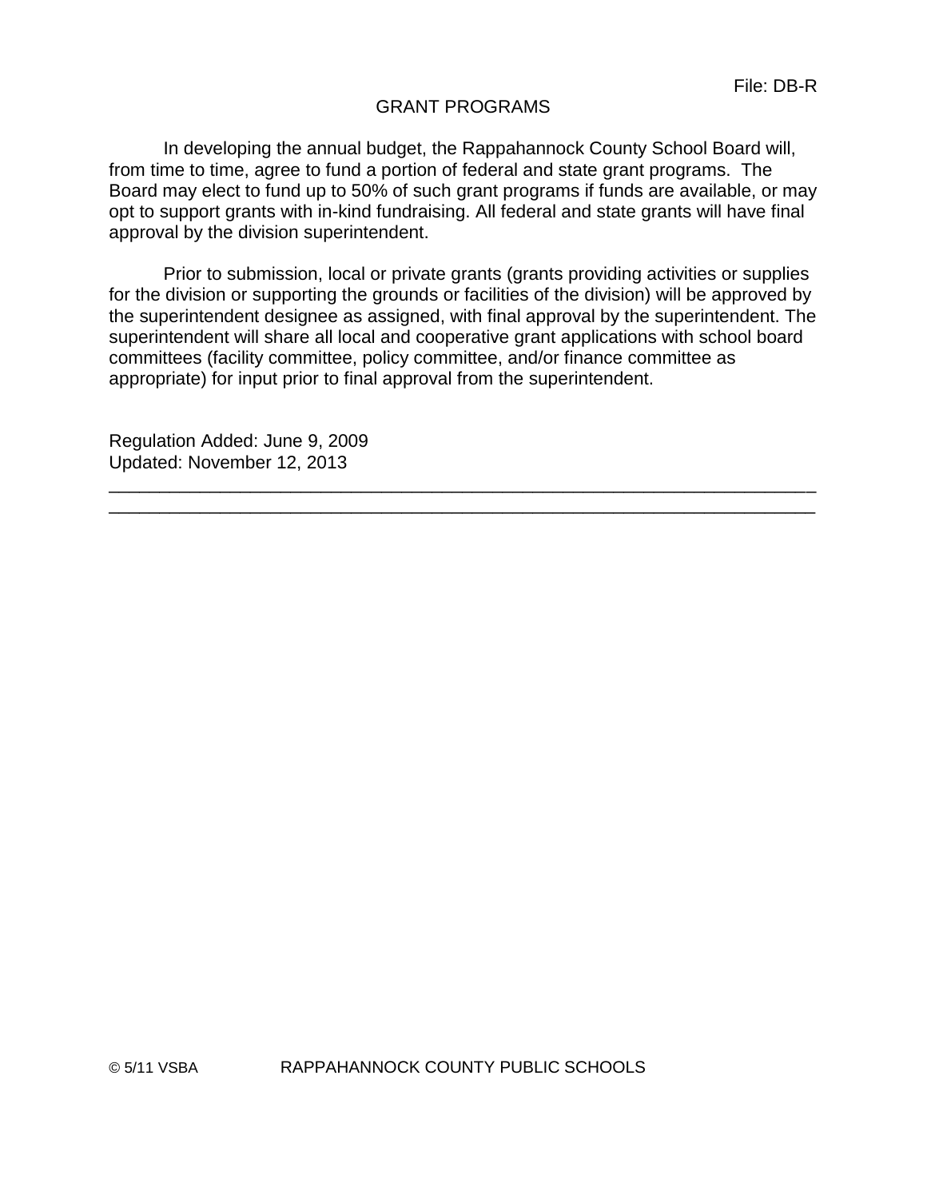File: DB-R

# GRANT PROGRAMS

In developing the annual budget, the Rappahannock County School Board will, from time to time, agree to fund a portion of federal and state grant programs. The Board may elect to fund up to 50% of such grant programs if funds are available, or may opt to support grants with in-kind fundraising. All federal and state grants will have final approval by the division superintendent.

Prior to submission, local or private grants (grants providing activities or supplies for the division or supporting the grounds or facilities of the division) will be approved by the superintendent designee as assigned, with final approval by the superintendent. The superintendent will share all local and cooperative grant applications with school board committees (facility committee, policy committee, and/or finance committee as appropriate) for input prior to final approval from the superintendent.

Regulation Added: June 9, 2009
Updated: November 12, 2013

---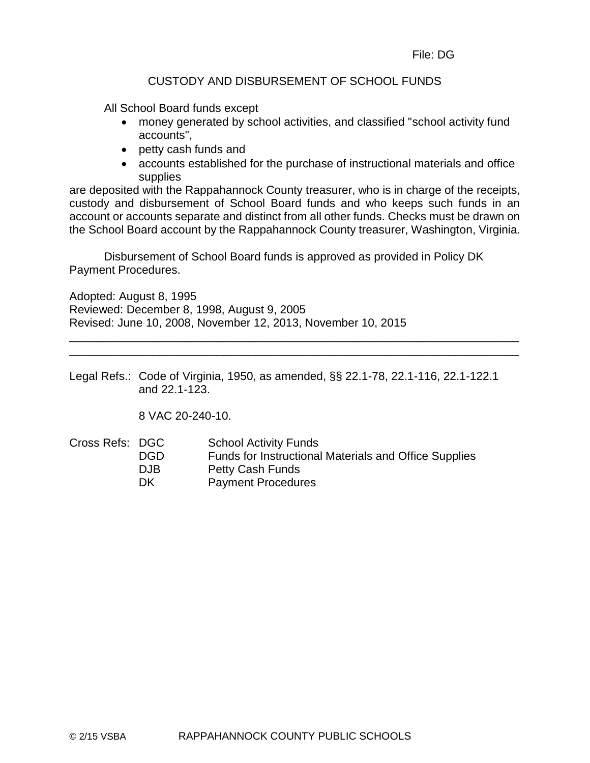File: DG

## CUSTODY AND DISBURSEMENT OF SCHOOL FUNDS

All School Board funds except

- money generated by school activities, and classified "school activity fund accounts",
- petty cash funds and
- accounts established for the purchase of instructional materials and office supplies

are deposited with the Rappahannock County treasurer, who is in charge of the receipts, custody and disbursement of School Board funds and who keeps such funds in an account or accounts separate and distinct from all other funds. Checks must be drawn on the School Board account by the Rappahannock County treasurer, Washington, Virginia.

Disbursement of School Board funds is approved as provided in Policy DK Payment Procedures.

Adopted: August 8, 1995
Reviewed: December 8, 1998, August 9, 2005
Revised: June 10, 2008, November 12, 2013, November 10, 2015

---

Legal Refs.: Code of Virginia, 1950, as amended, §§ 22.1-78, 22.1-116, 22.1-122.1 and 22.1-123.

8 VAC 20-240-10.

Cross Refs:
- DGC School Activity Funds
- DGD Funds for Instructional Materials and Office Supplies
- DJB Petty Cash Funds
- DK Payment Procedures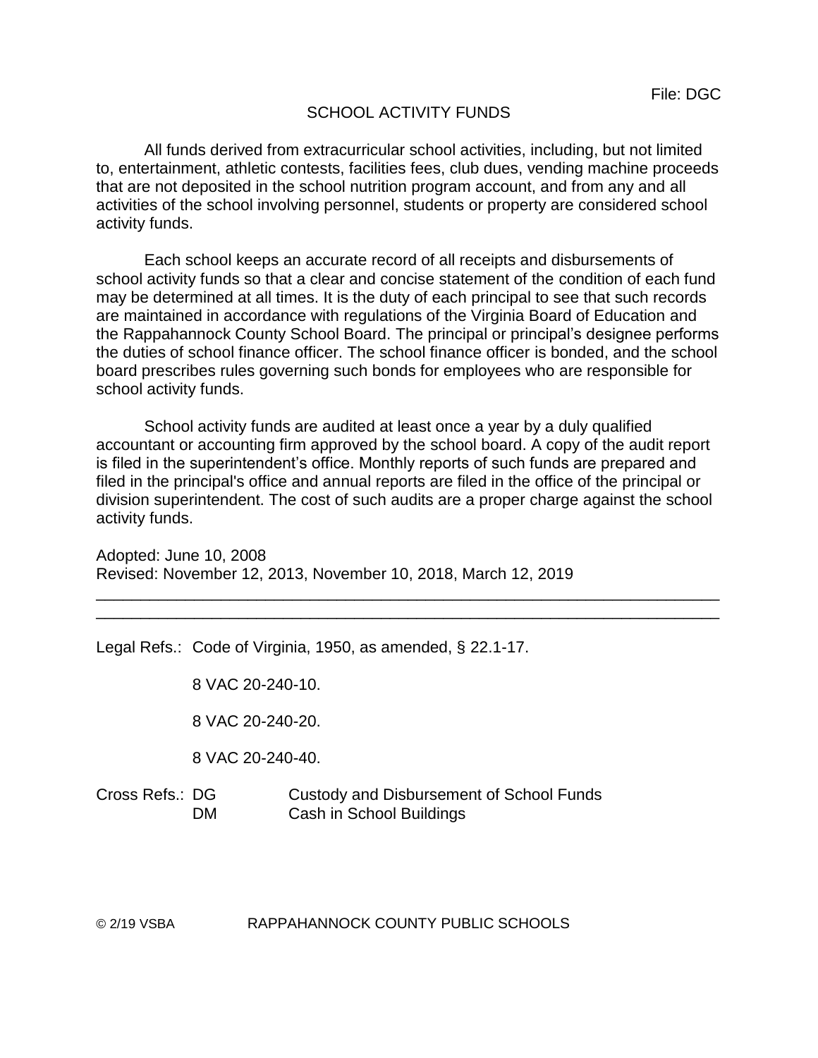File: DGC

# SCHOOL ACTIVITY FUNDS

All funds derived from extracurricular school activities, including, but not limited to, entertainment, athletic contests, facilities fees, club dues, vending machine proceeds that are not deposited in the school nutrition program account, and from any and all activities of the school involving personnel, students or property are considered school activity funds.

Each school keeps an accurate record of all receipts and disbursements of school activity funds so that a clear and concise statement of the condition of each fund may be determined at all times. It is the duty of each principal to see that such records are maintained in accordance with regulations of the Virginia Board of Education and the Rappahannock County School Board. The principal or principal's designee performs the duties of school finance officer. The school finance officer is bonded, and the school board prescribes rules governing such bonds for employees who are responsible for school activity funds.

School activity funds are audited at least once a year by a duly qualified accountant or accounting firm approved by the school board. A copy of the audit report is filed in the superintendent's office. Monthly reports of such funds are prepared and filed in the principal's office and annual reports are filed in the office of the principal or division superintendent. The cost of such audits are a proper charge against the school activity funds.

Adopted: June 10, 2008
Revised: November 12, 2013, November 10, 2018, March 12, 2019

---

Legal Refs.: Code of Virginia, 1950, as amended, § 22.1-17.

8 VAC 20-240-10.

8 VAC 20-240-20.

8 VAC 20-240-40.

Cross Refs.: DG Custody and Disbursement of School Funds
DM Cash in School Buildings

© 2/19 VSBA RAPPAHANNOCK COUNTY PUBLIC SCHOOLS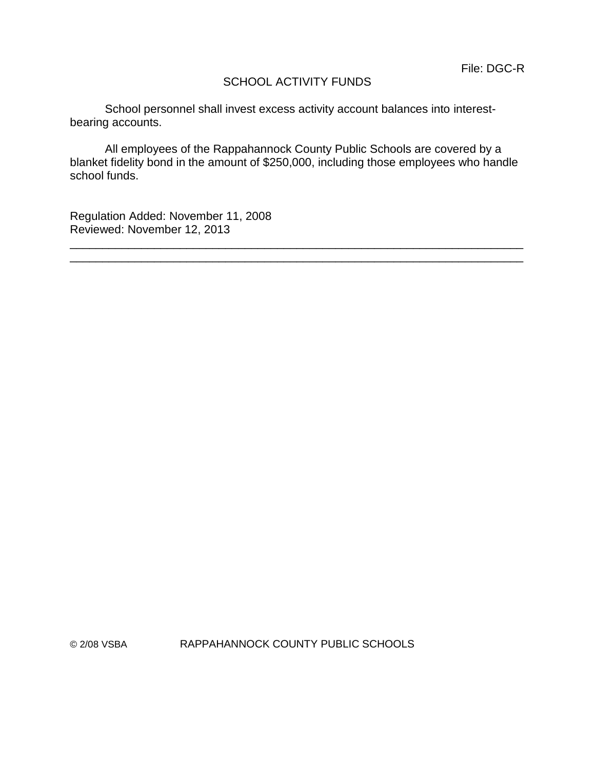File: DGC-R

# SCHOOL ACTIVITY FUNDS

School personnel shall invest excess activity account balances into interest-bearing accounts.

All employees of the Rappahannock County Public Schools are covered by a blanket fidelity bond in the amount of $250,000, including those employees who handle school funds.

Regulation Added: November 11, 2008
Reviewed: November 12, 2013

---

© 2/08 VSBA RAPPAHANNOCK COUNTY PUBLIC SCHOOLS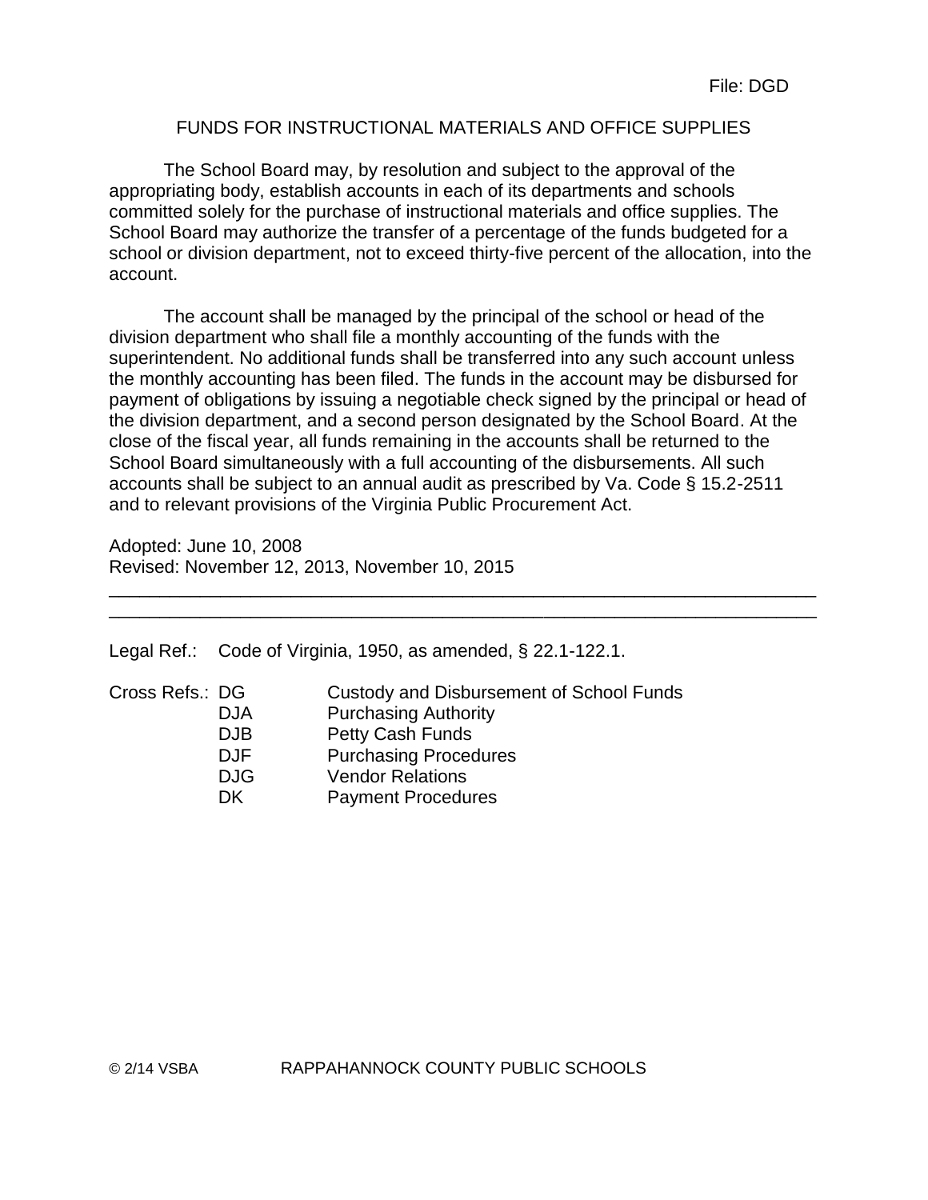File: DGD

# FUNDS FOR INSTRUCTIONAL MATERIALS AND OFFICE SUPPLIES

The School Board may, by resolution and subject to the approval of the appropriating body, establish accounts in each of its departments and schools committed solely for the purchase of instructional materials and office supplies. The School Board may authorize the transfer of a percentage of the funds budgeted for a school or division department, not to exceed thirty-five percent of the allocation, into the account.

The account shall be managed by the principal of the school or head of the division department who shall file a monthly accounting of the funds with the superintendent. No additional funds shall be transferred into any such account unless the monthly accounting has been filed. The funds in the account may be disbursed for payment of obligations by issuing a negotiable check signed by the principal or head of the division department, and a second person designated by the School Board. At the close of the fiscal year, all funds remaining in the accounts shall be returned to the School Board simultaneously with a full accounting of the disbursements. All such accounts shall be subject to an annual audit as prescribed by Va. Code § 15.2-2511 and to relevant provisions of the Virginia Public Procurement Act.

Adopted: June 10, 2008
Revised: November 12, 2013, November 10, 2015

---

Legal Ref.: Code of Virginia, 1950, as amended, § 22.1-122.1.

Cross Refs.:
- DG — Custody and Disbursement of School Funds
- DJA — Purchasing Authority
- DJB — Petty Cash Funds
- DJF — Purchasing Procedures
- DJG — Vendor Relations
- DK — Payment Procedures

© 2/14 VSBA RAPPAHANNOCK COUNTY PUBLIC SCHOOLS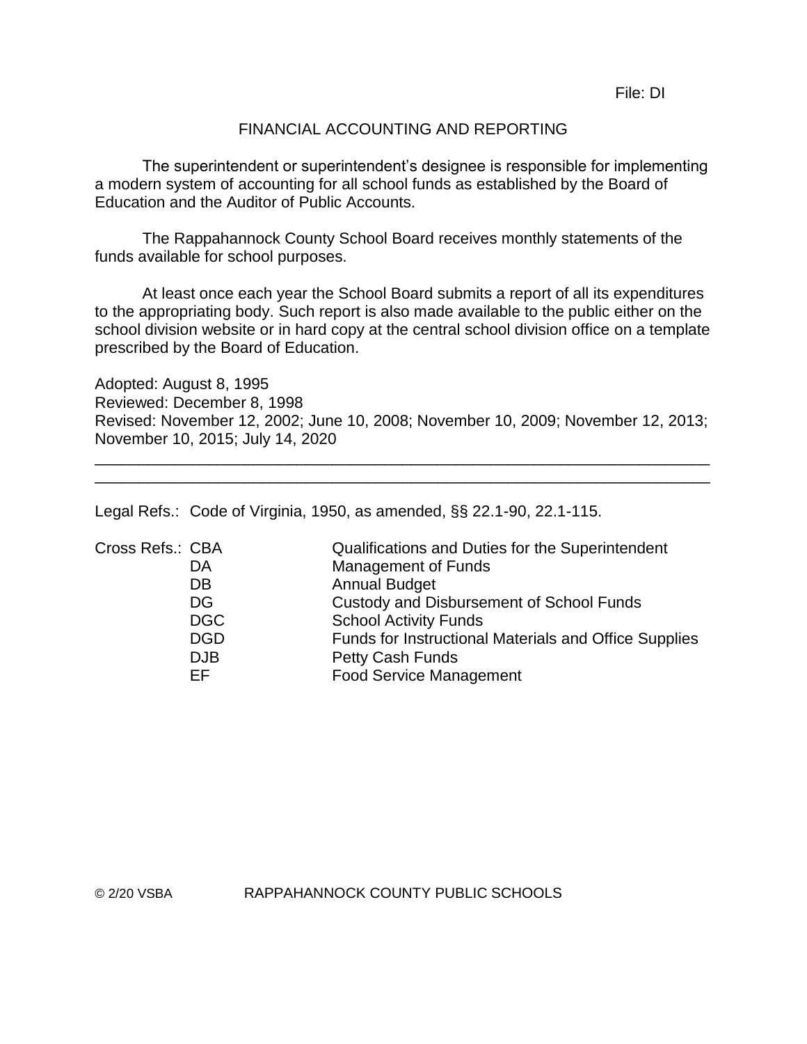File: DI

# FINANCIAL ACCOUNTING AND REPORTING

The superintendent or superintendent's designee is responsible for implementing a modern system of accounting for all school funds as established by the Board of Education and the Auditor of Public Accounts.

The Rappahannock County School Board receives monthly statements of the funds available for school purposes.

At least once each year the School Board submits a report of all its expenditures to the appropriating body. Such report is also made available to the public either on the school division website or in hard copy at the central school division office on a template prescribed by the Board of Education.

Adopted: August 8, 1995
Reviewed: December 8, 1998
Revised: November 12, 2002; June 10, 2008; November 10, 2009; November 12, 2013; November 10, 2015; July 14, 2020

---

Legal Refs.: Code of Virginia, 1950, as amended, §§ 22.1-90, 22.1-115.

Cross Refs.:

| | |
|---|---|
| CBA | Qualifications and Duties for the Superintendent |
| DA | Management of Funds |
| DB | Annual Budget |
| DG | Custody and Disbursement of School Funds |
| DGC | School Activity Funds |
| DGD | Funds for Instructional Materials and Office Supplies |
| DJB | Petty Cash Funds |
| EF | Food Service Management |

© 2/20 VSBA RAPPAHANNOCK COUNTY PUBLIC SCHOOLS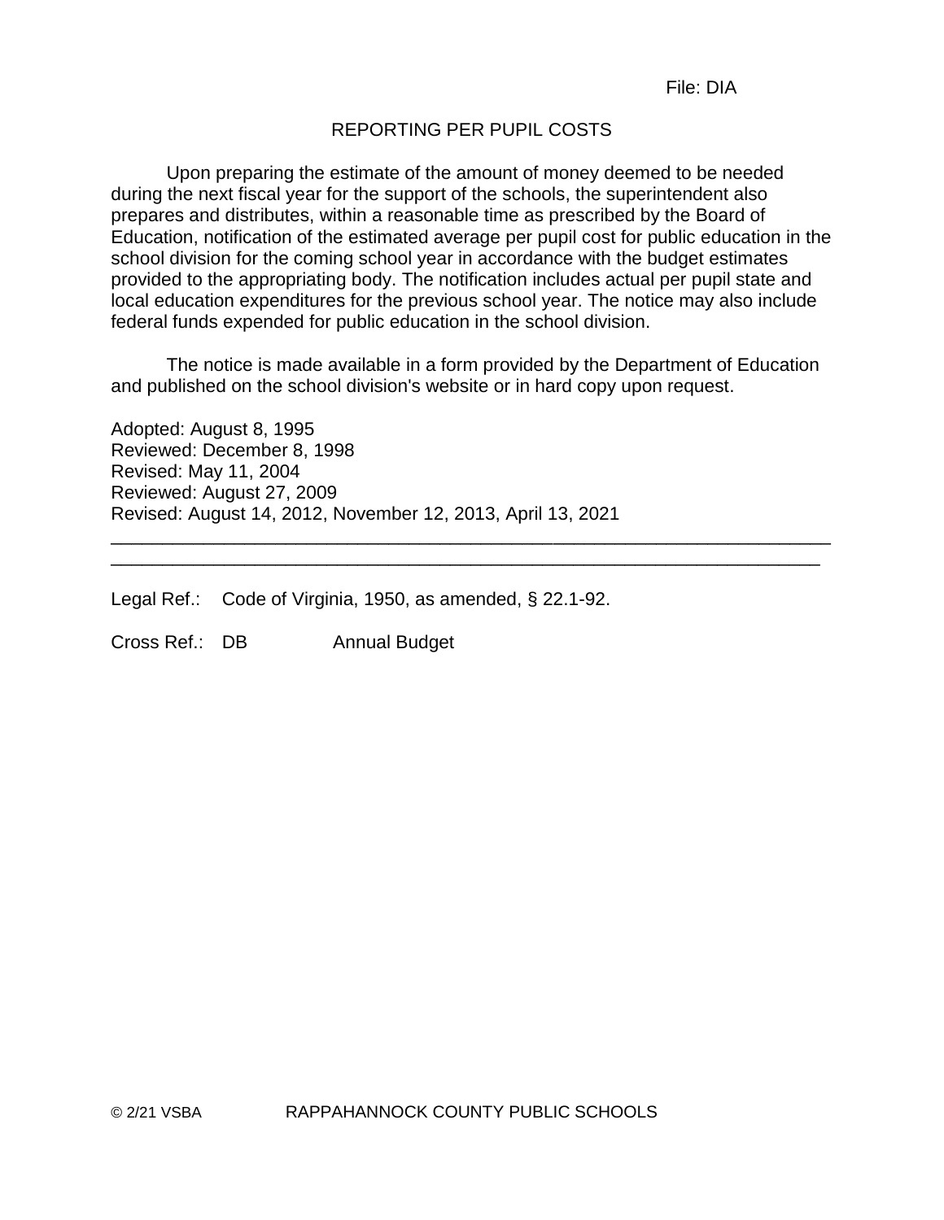File: DIA

# REPORTING PER PUPIL COSTS

Upon preparing the estimate of the amount of money deemed to be needed during the next fiscal year for the support of the schools, the superintendent also prepares and distributes, within a reasonable time as prescribed by the Board of Education, notification of the estimated average per pupil cost for public education in the school division for the coming school year in accordance with the budget estimates provided to the appropriating body. The notification includes actual per pupil state and local education expenditures for the previous school year. The notice may also include federal funds expended for public education in the school division.

The notice is made available in a form provided by the Department of Education and published on the school division's website or in hard copy upon request.

Adopted: August 8, 1995
Reviewed: December 8, 1998
Revised: May 11, 2004
Reviewed: August 27, 2009
Revised: August 14, 2012, November 12, 2013, April 13, 2021

---

Legal Ref.: Code of Virginia, 1950, as amended, § 22.1-92.

Cross Ref.: DB Annual Budget

© 2/21 VSBA RAPPAHANNOCK COUNTY PUBLIC SCHOOLS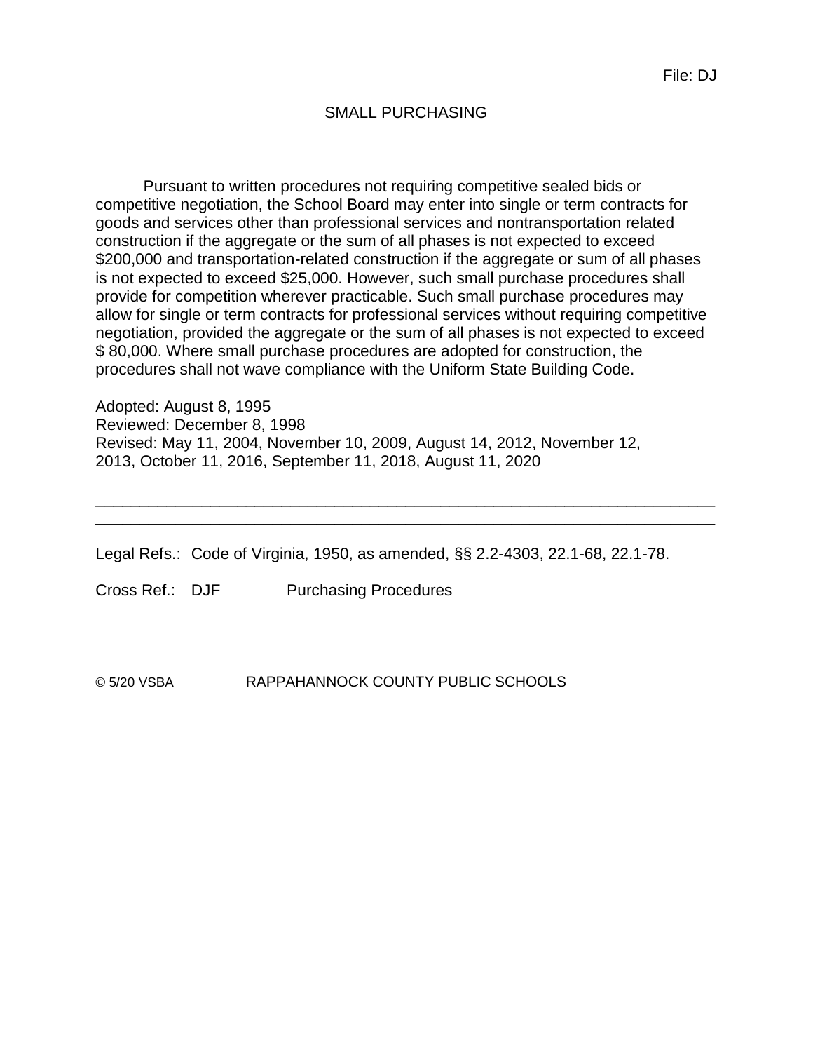File: DJ

# SMALL PURCHASING

Pursuant to written procedures not requiring competitive sealed bids or competitive negotiation, the School Board may enter into single or term contracts for goods and services other than professional services and nontransportation related construction if the aggregate or the sum of all phases is not expected to exceed $200,000 and transportation-related construction if the aggregate or sum of all phases is not expected to exceed $25,000. However, such small purchase procedures shall provide for competition wherever practicable. Such small purchase procedures may allow for single or term contracts for professional services without requiring competitive negotiation, provided the aggregate or the sum of all phases is not expected to exceed $ 80,000. Where small purchase procedures are adopted for construction, the procedures shall not wave compliance with the Uniform State Building Code.

Adopted: August 8, 1995
Reviewed: December 8, 1998
Revised: May 11, 2004, November 10, 2009, August 14, 2012, November 12, 2013, October 11, 2016, September 11, 2018, August 11, 2020

---

Legal Refs.: Code of Virginia, 1950, as amended, §§ 2.2-4303, 22.1-68, 22.1-78.

Cross Ref.: DJF Purchasing Procedures

© 5/20 VSBA RAPPAHANNOCK COUNTY PUBLIC SCHOOLS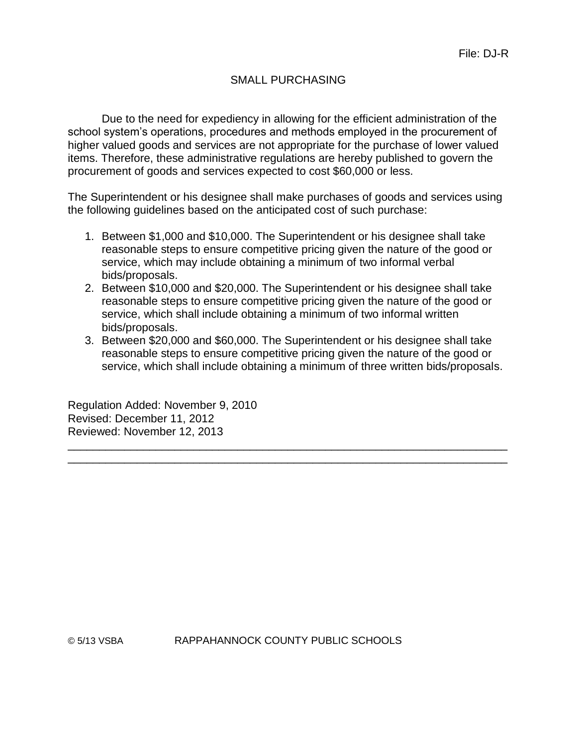File: DJ-R

# SMALL PURCHASING

Due to the need for expediency in allowing for the efficient administration of the school system's operations, procedures and methods employed in the procurement of higher valued goods and services are not appropriate for the purchase of lower valued items. Therefore, these administrative regulations are hereby published to govern the procurement of goods and services expected to cost $60,000 or less.

The Superintendent or his designee shall make purchases of goods and services using the following guidelines based on the anticipated cost of such purchase:

1. Between $1,000 and $10,000. The Superintendent or his designee shall take reasonable steps to ensure competitive pricing given the nature of the good or service, which may include obtaining a minimum of two informal verbal bids/proposals.
2. Between $10,000 and $20,000. The Superintendent or his designee shall take reasonable steps to ensure competitive pricing given the nature of the good or service, which shall include obtaining a minimum of two informal written bids/proposals.
3. Between $20,000 and $60,000. The Superintendent or his designee shall take reasonable steps to ensure competitive pricing given the nature of the good or service, which shall include obtaining a minimum of three written bids/proposals.

Regulation Added: November 9, 2010
Revised: December 11, 2012
Reviewed: November 12, 2013

---

© 5/13 VSBA RAPPAHANNOCK COUNTY PUBLIC SCHOOLS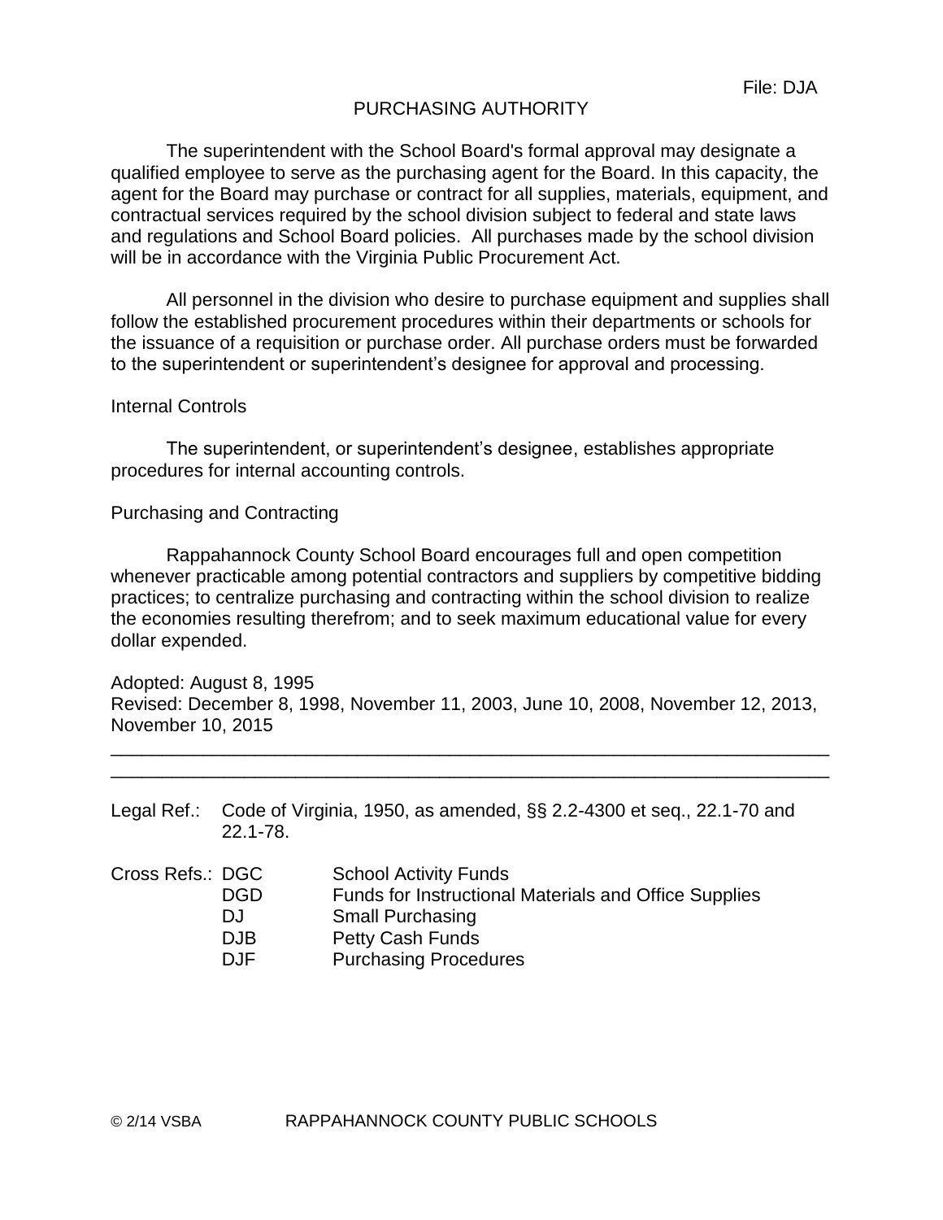File: DJA

# PURCHASING AUTHORITY

The superintendent with the School Board's formal approval may designate a qualified employee to serve as the purchasing agent for the Board. In this capacity, the agent for the Board may purchase or contract for all supplies, materials, equipment, and contractual services required by the school division subject to federal and state laws and regulations and School Board policies. All purchases made by the school division will be in accordance with the Virginia Public Procurement Act.

All personnel in the division who desire to purchase equipment and supplies shall follow the established procurement procedures within their departments or schools for the issuance of a requisition or purchase order. All purchase orders must be forwarded to the superintendent or superintendent's designee for approval and processing.

## Internal Controls

The superintendent, or superintendent's designee, establishes appropriate procedures for internal accounting controls.

## Purchasing and Contracting

Rappahannock County School Board encourages full and open competition whenever practicable among potential contractors and suppliers by competitive bidding practices; to centralize purchasing and contracting within the school division to realize the economies resulting therefrom; and to seek maximum educational value for every dollar expended.

Adopted: August 8, 1995
Revised: December 8, 1998, November 11, 2003, June 10, 2008, November 12, 2013, November 10, 2015

---

Legal Ref.: Code of Virginia, 1950, as amended, §§ 2.2-4300 et seq., 22.1-70 and 22.1-78.

Cross Refs.:

| | |
|---|---|
| DGC | School Activity Funds |
| DGD | Funds for Instructional Materials and Office Supplies |
| DJ | Small Purchasing |
| DJB | Petty Cash Funds |
| DJF | Purchasing Procedures |

© 2/14 VSBA RAPPAHANNOCK COUNTY PUBLIC SCHOOLS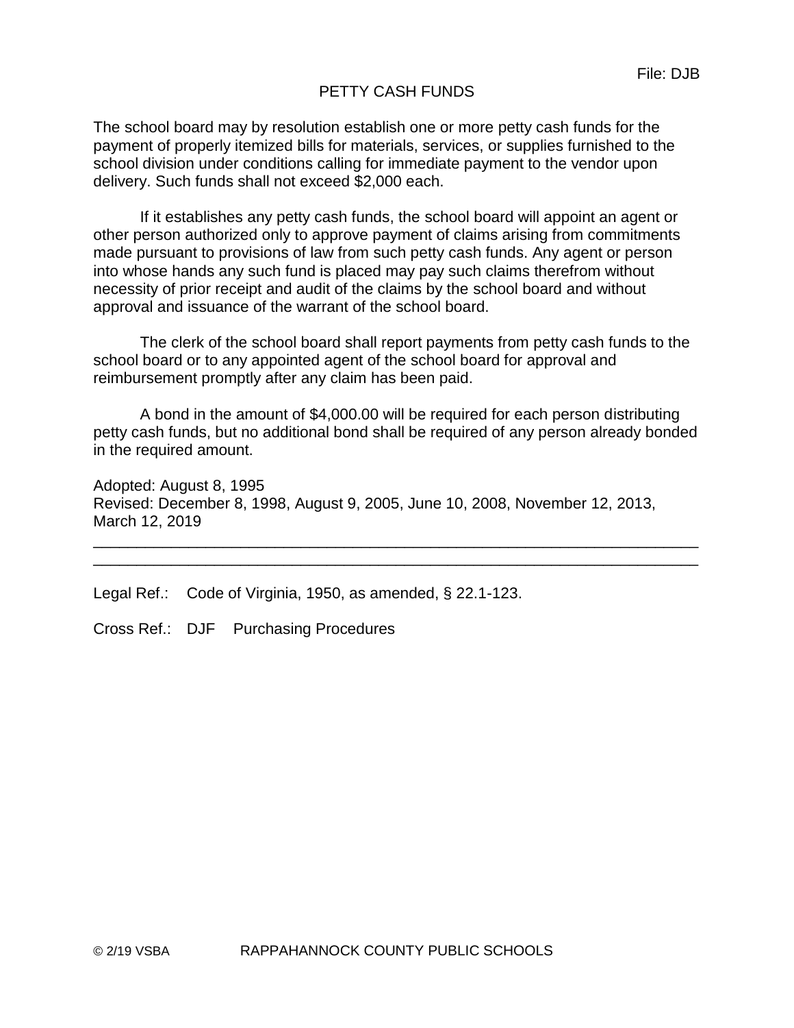File: DJB

# PETTY CASH FUNDS

The school board may by resolution establish one or more petty cash funds for the payment of properly itemized bills for materials, services, or supplies furnished to the school division under conditions calling for immediate payment to the vendor upon delivery. Such funds shall not exceed $2,000 each.

If it establishes any petty cash funds, the school board will appoint an agent or other person authorized only to approve payment of claims arising from commitments made pursuant to provisions of law from such petty cash funds. Any agent or person into whose hands any such fund is placed may pay such claims therefrom without necessity of prior receipt and audit of the claims by the school board and without approval and issuance of the warrant of the school board.

The clerk of the school board shall report payments from petty cash funds to the school board or to any appointed agent of the school board for approval and reimbursement promptly after any claim has been paid.

A bond in the amount of $4,000.00 will be required for each person distributing petty cash funds, but no additional bond shall be required of any person already bonded in the required amount.

Adopted: August 8, 1995
Revised: December 8, 1998, August 9, 2005, June 10, 2008, November 12, 2013, March 12, 2019

---

Legal Ref.: Code of Virginia, 1950, as amended, § 22.1-123.

Cross Ref.: DJF Purchasing Procedures

© 2/19 VSBA RAPPAHANNOCK COUNTY PUBLIC SCHOOLS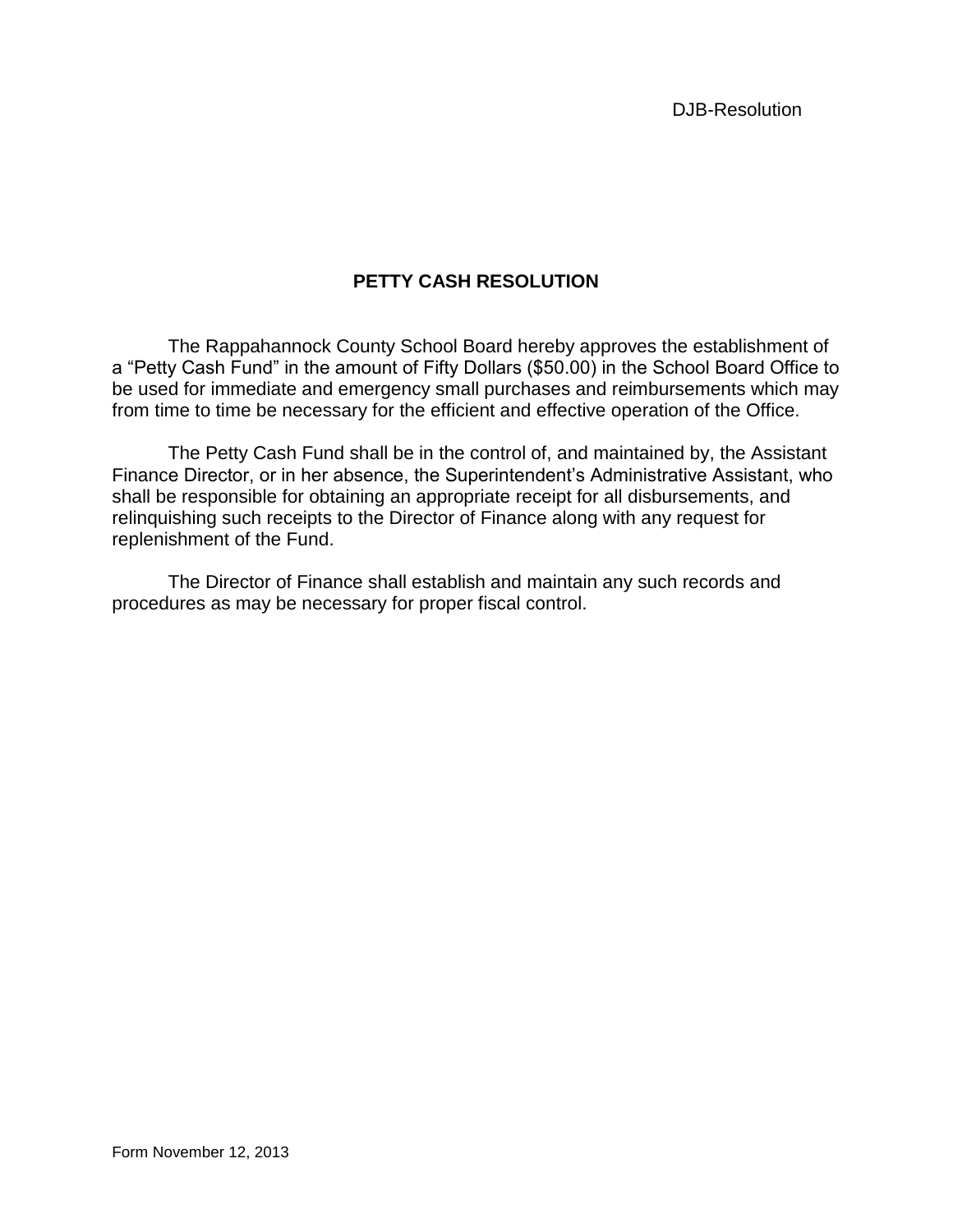DJB-Resolution

# PETTY CASH RESOLUTION

The Rappahannock County School Board hereby approves the establishment of a "Petty Cash Fund" in the amount of Fifty Dollars ($50.00) in the School Board Office to be used for immediate and emergency small purchases and reimbursements which may from time to time be necessary for the efficient and effective operation of the Office.

The Petty Cash Fund shall be in the control of, and maintained by, the Assistant Finance Director, or in her absence, the Superintendent's Administrative Assistant, who shall be responsible for obtaining an appropriate receipt for all disbursements, and relinquishing such receipts to the Director of Finance along with any request for replenishment of the Fund.

The Director of Finance shall establish and maintain any such records and procedures as may be necessary for proper fiscal control.

Form November 12, 2013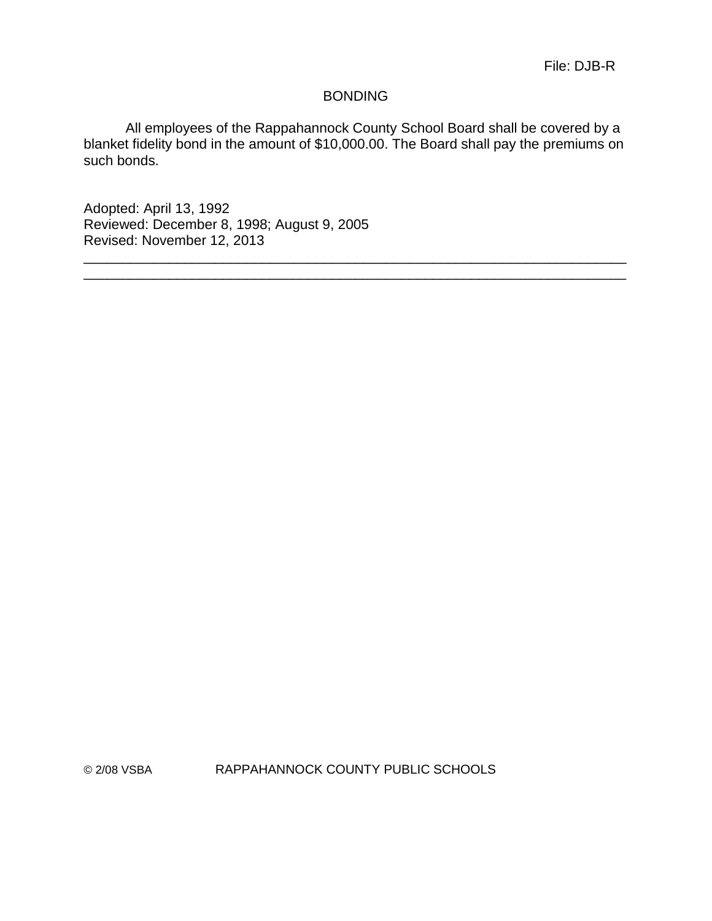File: DJB-R

# BONDING

All employees of the Rappahannock County School Board shall be covered by a blanket fidelity bond in the amount of $10,000.00. The Board shall pay the premiums on such bonds.

Adopted: April 13, 1992
Reviewed: December 8, 1998; August 9, 2005
Revised: November 12, 2013

---

---

© 2/08 VSBA RAPPAHANNOCK COUNTY PUBLIC SCHOOLS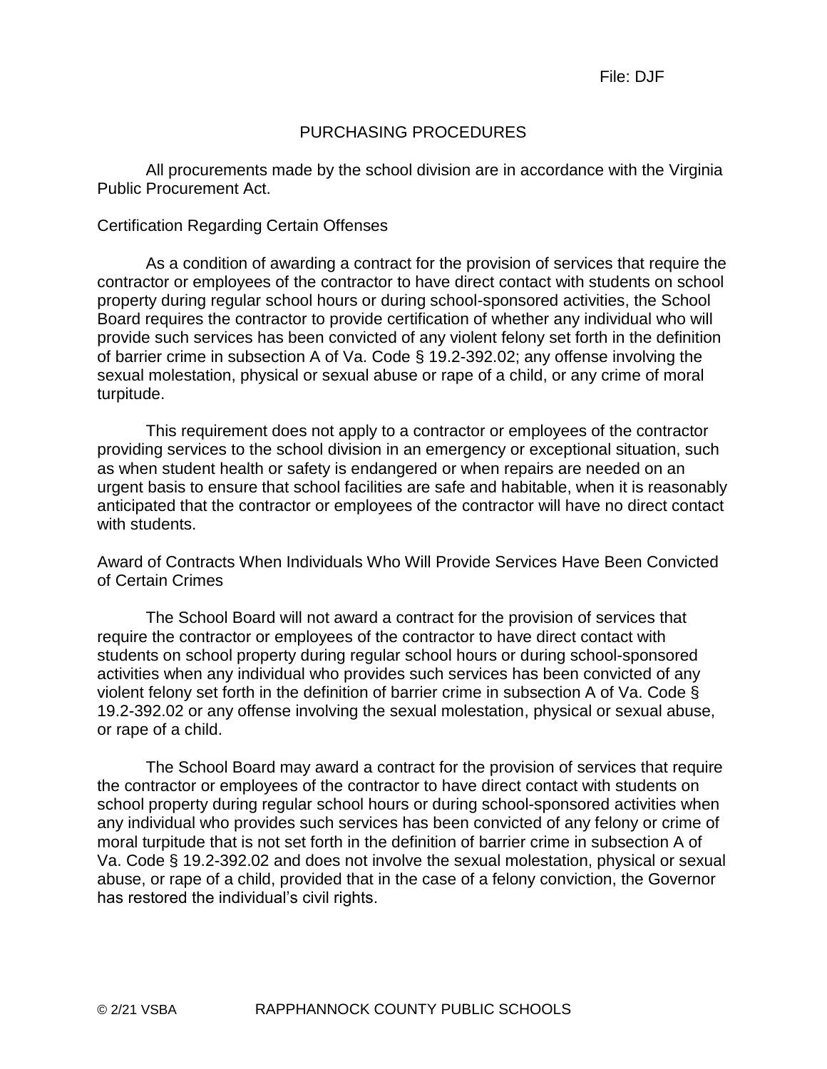File: DJF

# PURCHASING PROCEDURES

All procurements made by the school division are in accordance with the Virginia Public Procurement Act.

## Certification Regarding Certain Offenses

As a condition of awarding a contract for the provision of services that require the contractor or employees of the contractor to have direct contact with students on school property during regular school hours or during school-sponsored activities, the School Board requires the contractor to provide certification of whether any individual who will provide such services has been convicted of any violent felony set forth in the definition of barrier crime in subsection A of Va. Code § 19.2-392.02; any offense involving the sexual molestation, physical or sexual abuse or rape of a child, or any crime of moral turpitude.

This requirement does not apply to a contractor or employees of the contractor providing services to the school division in an emergency or exceptional situation, such as when student health or safety is endangered or when repairs are needed on an urgent basis to ensure that school facilities are safe and habitable, when it is reasonably anticipated that the contractor or employees of the contractor will have no direct contact with students.

## Award of Contracts When Individuals Who Will Provide Services Have Been Convicted of Certain Crimes

The School Board will not award a contract for the provision of services that require the contractor or employees of the contractor to have direct contact with students on school property during regular school hours or during school-sponsored activities when any individual who provides such services has been convicted of any violent felony set forth in the definition of barrier crime in subsection A of Va. Code § 19.2-392.02 or any offense involving the sexual molestation, physical or sexual abuse, or rape of a child.

The School Board may award a contract for the provision of services that require the contractor or employees of the contractor to have direct contact with students on school property during regular school hours or during school-sponsored activities when any individual who provides such services has been convicted of any felony or crime of moral turpitude that is not set forth in the definition of barrier crime in subsection A of Va. Code § 19.2-392.02 and does not involve the sexual molestation, physical or sexual abuse, or rape of a child, provided that in the case of a felony conviction, the Governor has restored the individual's civil rights.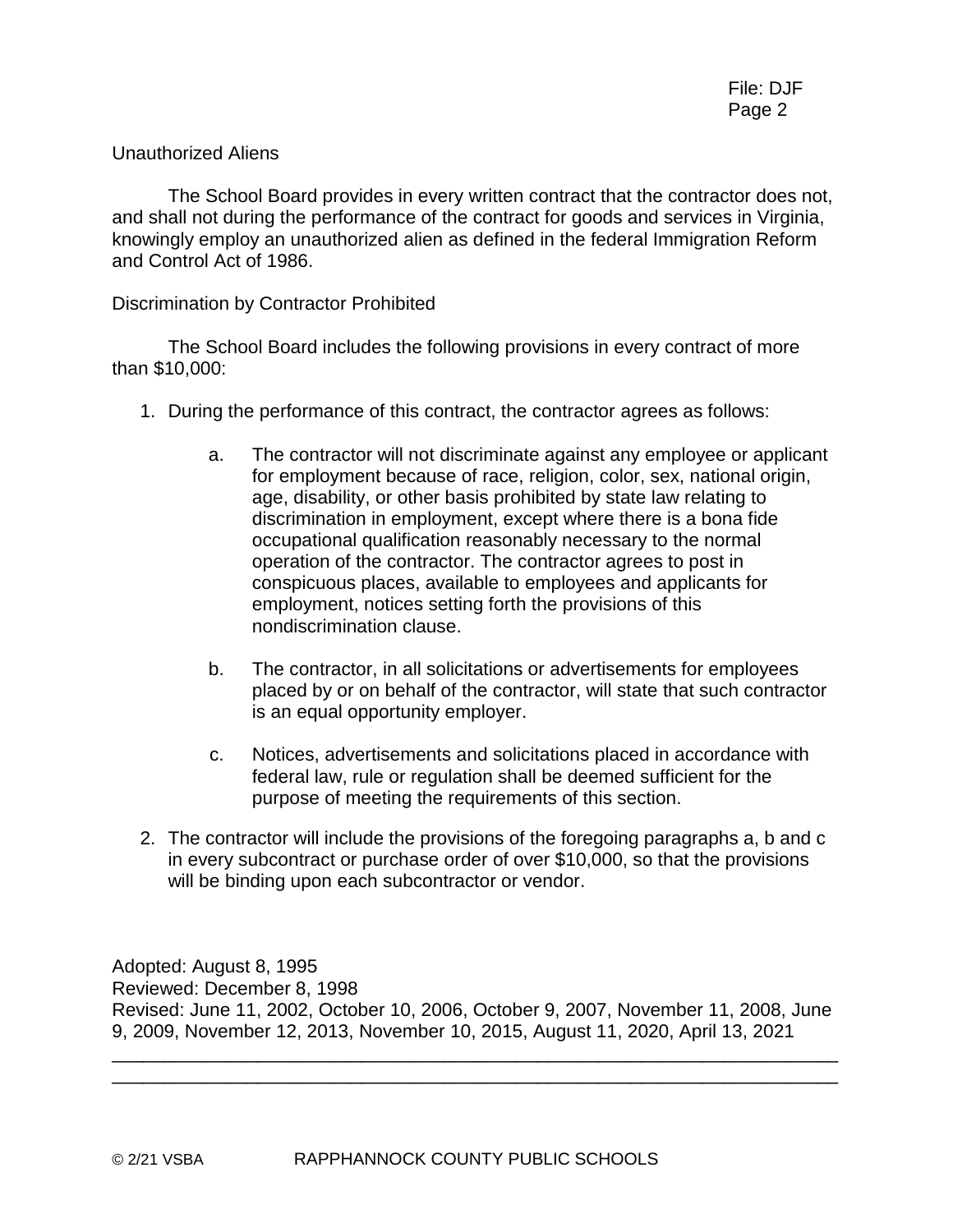Unauthorized Aliens

The School Board provides in every written contract that the contractor does not, and shall not during the performance of the contract for goods and services in Virginia, knowingly employ an unauthorized alien as defined in the federal Immigration Reform and Control Act of 1986.

Discrimination by Contractor Prohibited

The School Board includes the following provisions in every contract of more than $10,000:

1. During the performance of this contract, the contractor agrees as follows:

    a. The contractor will not discriminate against any employee or applicant for employment because of race, religion, color, sex, national origin, age, disability, or other basis prohibited by state law relating to discrimination in employment, except where there is a bona fide occupational qualification reasonably necessary to the normal operation of the contractor. The contractor agrees to post in conspicuous places, available to employees and applicants for employment, notices setting forth the provisions of this nondiscrimination clause.

    b. The contractor, in all solicitations or advertisements for employees placed by or on behalf of the contractor, will state that such contractor is an equal opportunity employer.

    c. Notices, advertisements and solicitations placed in accordance with federal law, rule or regulation shall be deemed sufficient for the purpose of meeting the requirements of this section.

2. The contractor will include the provisions of the foregoing paragraphs a, b and c in every subcontract or purchase order of over $10,000, so that the provisions will be binding upon each subcontractor or vendor.

Adopted: August 8, 1995
Reviewed: December 8, 1998
Revised: June 11, 2002, October 10, 2006, October 9, 2007, November 11, 2008, June 9, 2009, November 12, 2013, November 10, 2015, August 11, 2020, April 13, 2021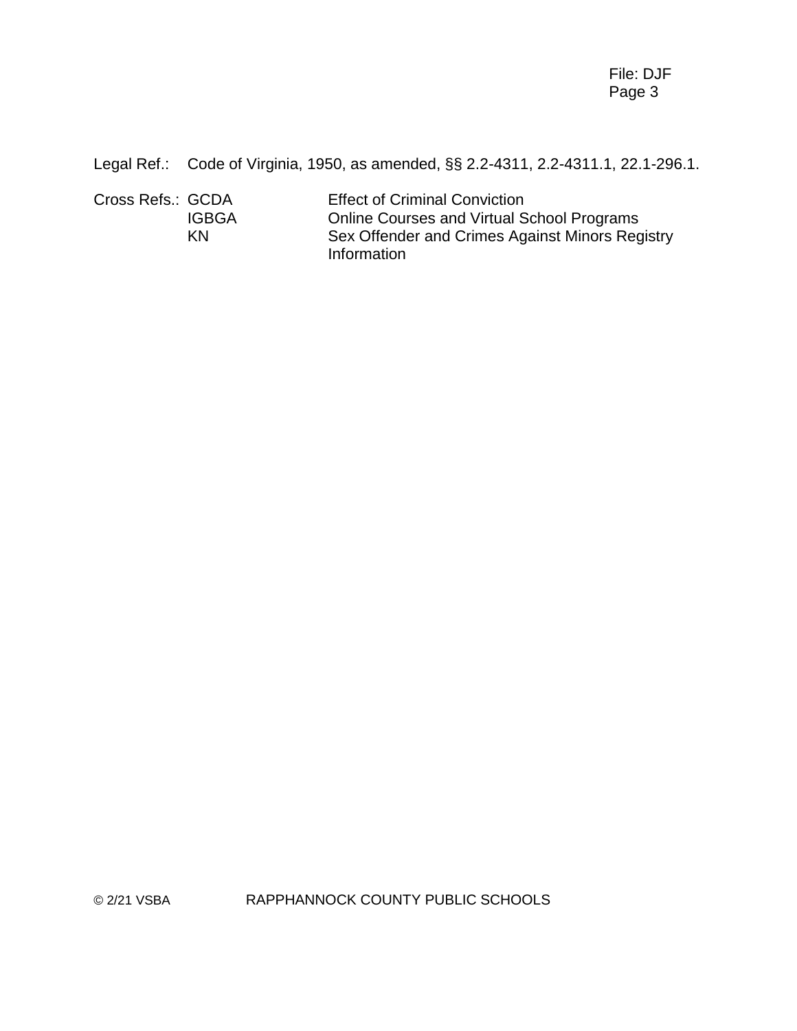Legal Ref.: Code of Virginia, 1950, as amended, §§ 2.2-4311, 2.2-4311.1, 22.1-296.1.

Cross Refs.: GCDA Effect of Criminal Conviction
IGBGA Online Courses and Virtual School Programs
KN Sex Offender and Crimes Against Minors Registry Information

© 2/21 VSBA RAPPHANNOCK COUNTY PUBLIC SCHOOLS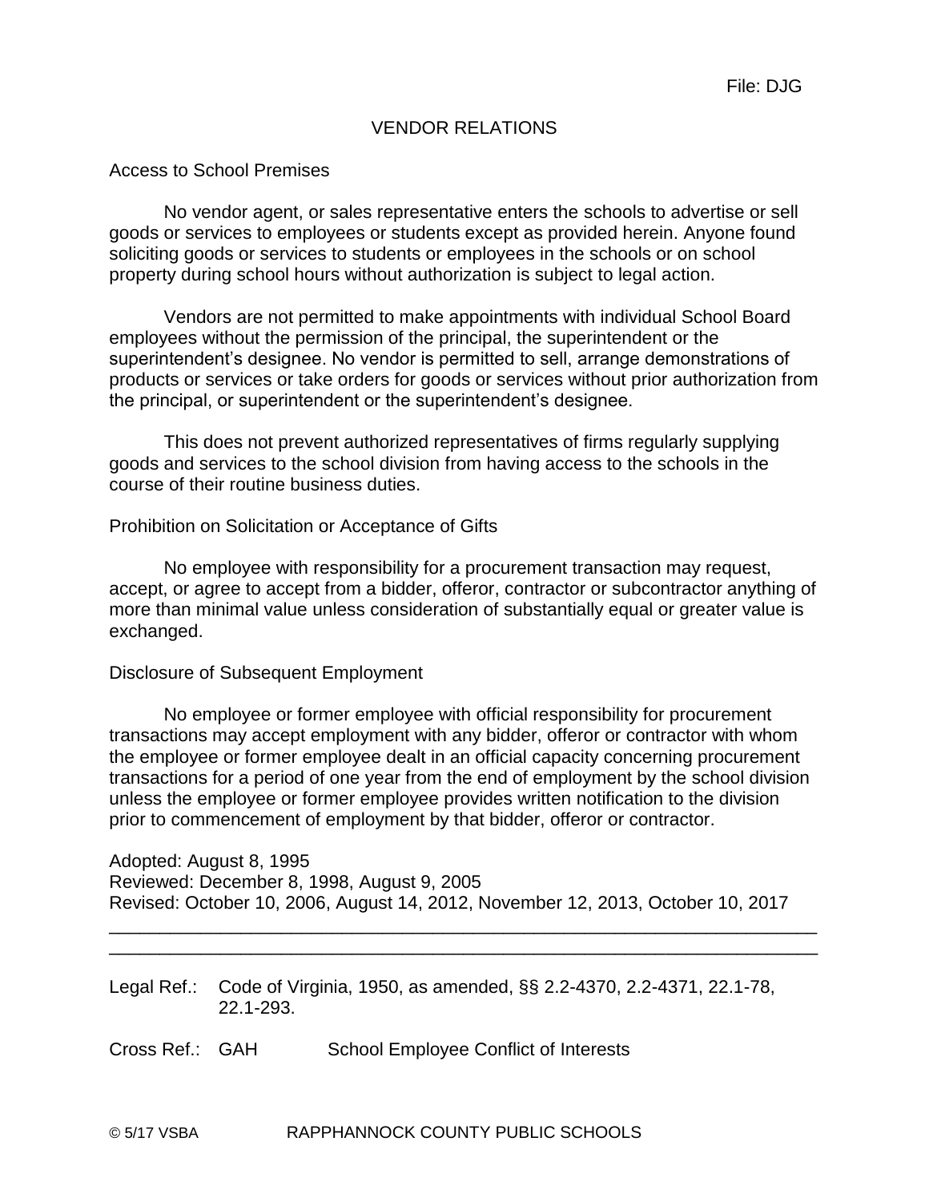File: DJG

# VENDOR RELATIONS

## Access to School Premises

No vendor agent, or sales representative enters the schools to advertise or sell goods or services to employees or students except as provided herein. Anyone found soliciting goods or services to students or employees in the schools or on school property during school hours without authorization is subject to legal action.

Vendors are not permitted to make appointments with individual School Board employees without the permission of the principal, the superintendent or the superintendent's designee. No vendor is permitted to sell, arrange demonstrations of products or services or take orders for goods or services without prior authorization from the principal, or superintendent or the superintendent's designee.

This does not prevent authorized representatives of firms regularly supplying goods and services to the school division from having access to the schools in the course of their routine business duties.

## Prohibition on Solicitation or Acceptance of Gifts

No employee with responsibility for a procurement transaction may request, accept, or agree to accept from a bidder, offeror, contractor or subcontractor anything of more than minimal value unless consideration of substantially equal or greater value is exchanged.

## Disclosure of Subsequent Employment

No employee or former employee with official responsibility for procurement transactions may accept employment with any bidder, offeror or contractor with whom the employee or former employee dealt in an official capacity concerning procurement transactions for a period of one year from the end of employment by the school division unless the employee or former employee provides written notification to the division prior to commencement of employment by that bidder, offeror or contractor.

Adopted: August 8, 1995
Reviewed: December 8, 1998, August 9, 2005
Revised: October 10, 2006, August 14, 2012, November 12, 2013, October 10, 2017

---

Legal Ref.: Code of Virginia, 1950, as amended, §§ 2.2-4370, 2.2-4371, 22.1-78, 22.1-293.

Cross Ref.: GAH School Employee Conflict of Interests

© 5/17 VSBA RAPPHANNOCK COUNTY PUBLIC SCHOOLS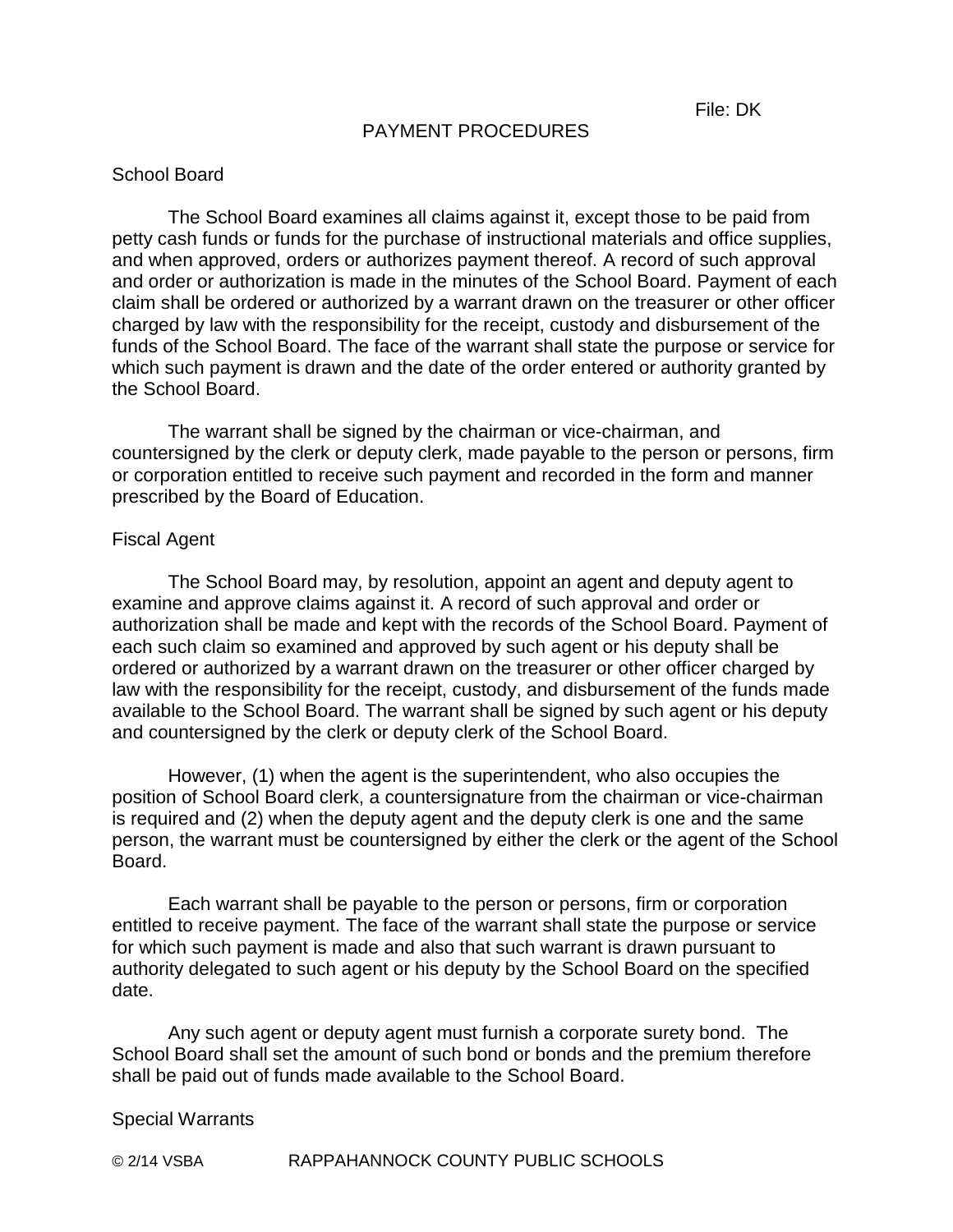File: DK

# PAYMENT PROCEDURES

## School Board

The School Board examines all claims against it, except those to be paid from petty cash funds or funds for the purchase of instructional materials and office supplies, and when approved, orders or authorizes payment thereof. A record of such approval and order or authorization is made in the minutes of the School Board. Payment of each claim shall be ordered or authorized by a warrant drawn on the treasurer or other officer charged by law with the responsibility for the receipt, custody and disbursement of the funds of the School Board. The face of the warrant shall state the purpose or service for which such payment is drawn and the date of the order entered or authority granted by the School Board.

The warrant shall be signed by the chairman or vice-chairman, and countersigned by the clerk or deputy clerk, made payable to the person or persons, firm or corporation entitled to receive such payment and recorded in the form and manner prescribed by the Board of Education.

## Fiscal Agent

The School Board may, by resolution, appoint an agent and deputy agent to examine and approve claims against it. A record of such approval and order or authorization shall be made and kept with the records of the School Board. Payment of each such claim so examined and approved by such agent or his deputy shall be ordered or authorized by a warrant drawn on the treasurer or other officer charged by law with the responsibility for the receipt, custody, and disbursement of the funds made available to the School Board. The warrant shall be signed by such agent or his deputy and countersigned by the clerk or deputy clerk of the School Board.

However, (1) when the agent is the superintendent, who also occupies the position of School Board clerk, a countersignature from the chairman or vice-chairman is required and (2) when the deputy agent and the deputy clerk is one and the same person, the warrant must be countersigned by either the clerk or the agent of the School Board.

Each warrant shall be payable to the person or persons, firm or corporation entitled to receive payment. The face of the warrant shall state the purpose or service for which such payment is made and also that such warrant is drawn pursuant to authority delegated to such agent or his deputy by the School Board on the specified date.

Any such agent or deputy agent must furnish a corporate surety bond. The School Board shall set the amount of such bond or bonds and the premium therefore shall be paid out of funds made available to the School Board.

## Special Warrants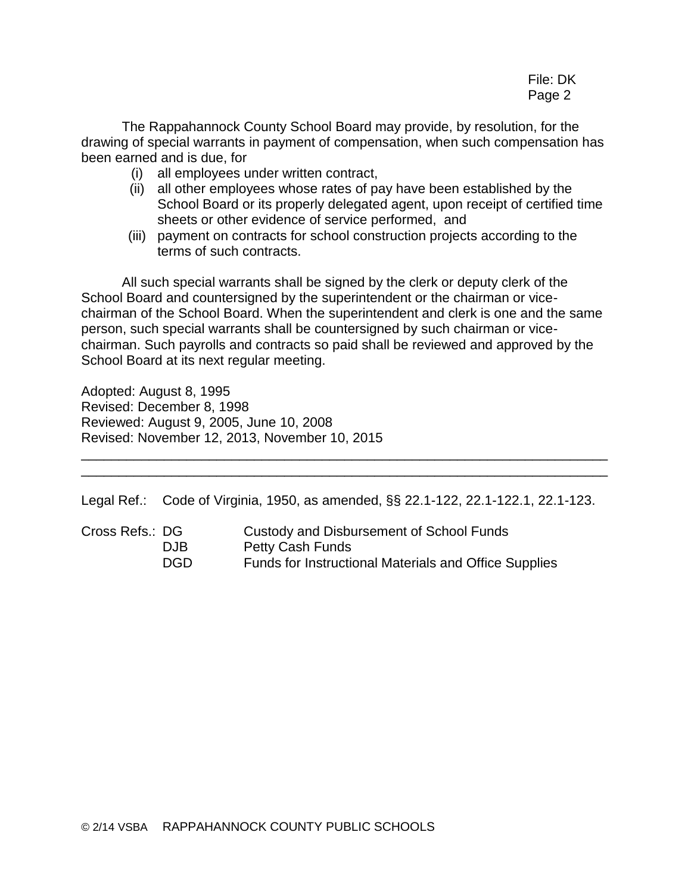The Rappahannock County School Board may provide, by resolution, for the drawing of special warrants in payment of compensation, when such compensation has been earned and is due, for

- (i) all employees under written contract,
- (ii) all other employees whose rates of pay have been established by the School Board or its properly delegated agent, upon receipt of certified time sheets or other evidence of service performed, and
- (iii) payment on contracts for school construction projects according to the terms of such contracts.

All such special warrants shall be signed by the clerk or deputy clerk of the School Board and countersigned by the superintendent or the chairman or vice-chairman of the School Board. When the superintendent and clerk is one and the same person, such special warrants shall be countersigned by such chairman or vice-chairman. Such payrolls and contracts so paid shall be reviewed and approved by the School Board at its next regular meeting.

Adopted: August 8, 1995
Revised: December 8, 1998
Reviewed: August 9, 2005, June 10, 2008
Revised: November 12, 2013, November 10, 2015

---

Legal Ref.: Code of Virginia, 1950, as amended, §§ 22.1-122, 22.1-122.1, 22.1-123.

Cross Refs.:

| | |
|---|---|
| DG | Custody and Disbursement of School Funds |
| DJB | Petty Cash Funds |
| DGD | Funds for Instructional Materials and Office Supplies |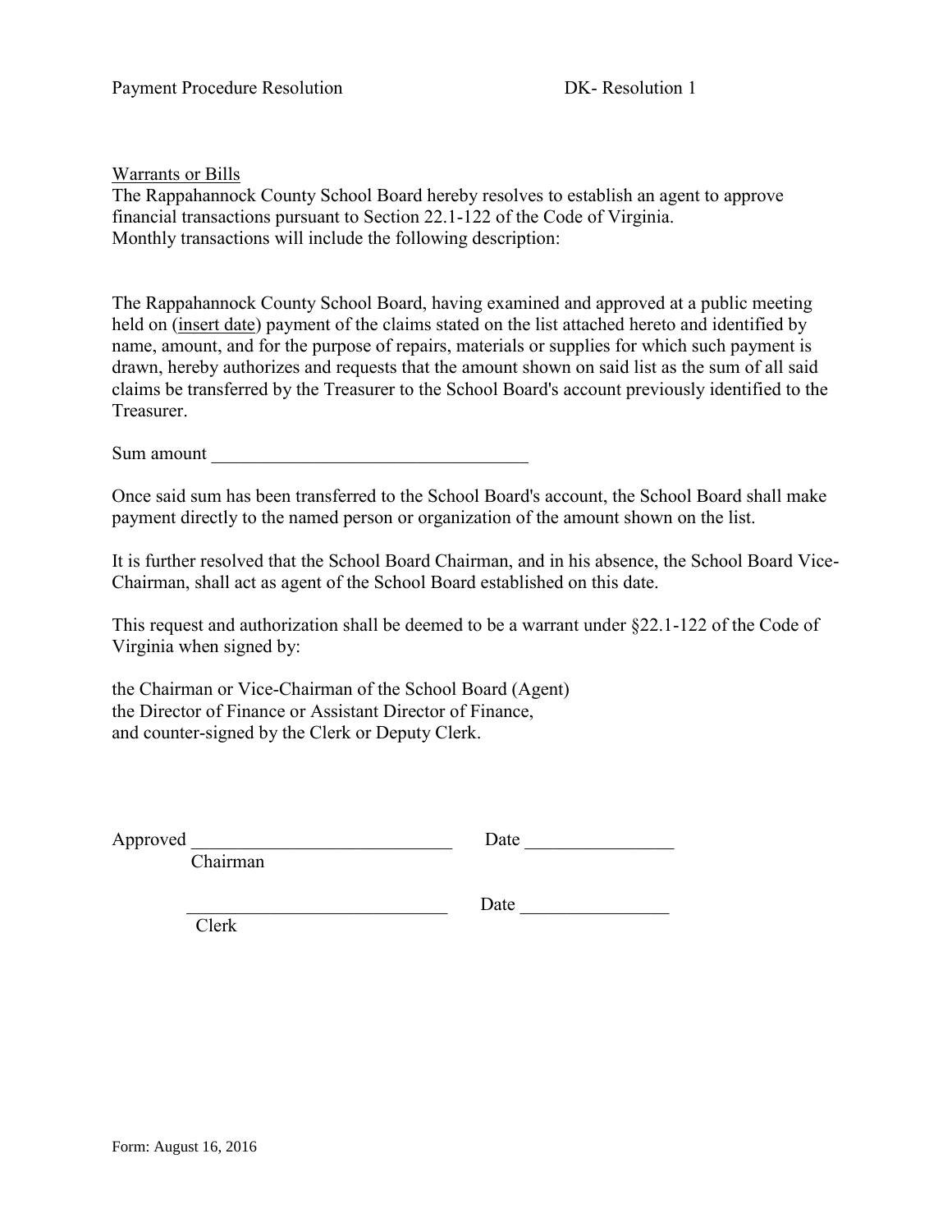Payment Procedure Resolution DK- Resolution 1

<u>Warrants or Bills</u>

The Rappahannock County School Board hereby resolves to establish an agent to approve financial transactions pursuant to Section 22.1-122 of the Code of Virginia.
Monthly transactions will include the following description:

The Rappahannock County School Board, having examined and approved at a public meeting held on (<u>insert date</u>) payment of the claims stated on the list attached hereto and identified by name, amount, and for the purpose of repairs, materials or supplies for which such payment is drawn, hereby authorizes and requests that the amount shown on said list as the sum of all said claims be transferred by the Treasurer to the School Board's account previously identified to the Treasurer.

Sum amount ___________________________________

Once said sum has been transferred to the School Board's account, the School Board shall make payment directly to the named person or organization of the amount shown on the list.

It is further resolved that the School Board Chairman, and in his absence, the School Board Vice-Chairman, shall act as agent of the School Board established on this date.

This request and authorization shall be deemed to be a warrant under §22.1-122 of the Code of Virginia when signed by:

the Chairman or Vice-Chairman of the School Board (Agent)
the Director of Finance or Assistant Director of Finance,
and counter-signed by the Clerk or Deputy Clerk.

Approved ____________________________ Date ________________
Chairman

____________________________ Date ________________
Clerk

Form: August 16, 2016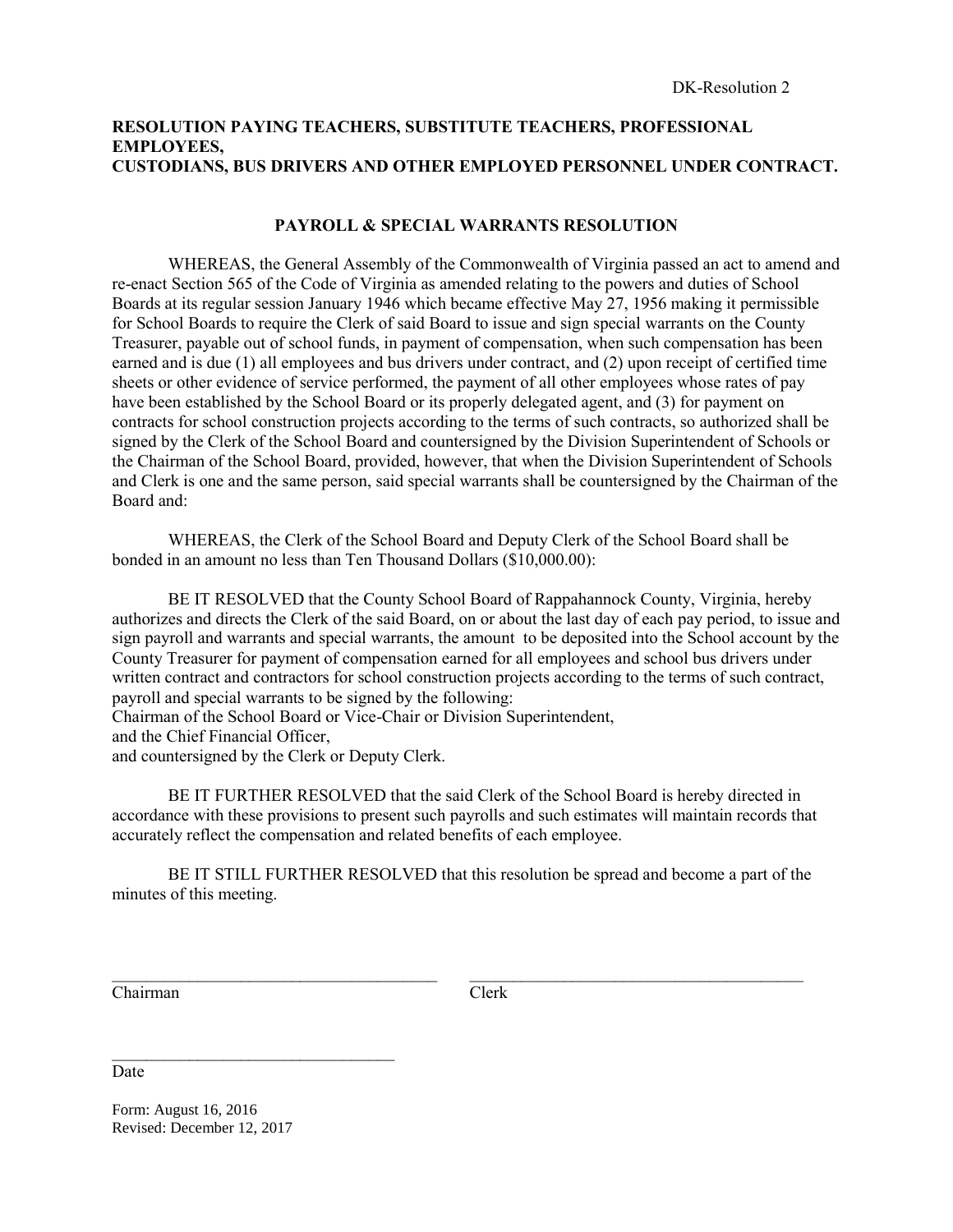DK-Resolution 2

**RESOLUTION PAYING TEACHERS, SUBSTITUTE TEACHERS, PROFESSIONAL EMPLOYEES,**
**CUSTODIANS, BUS DRIVERS AND OTHER EMPLOYED PERSONNEL UNDER CONTRACT.**

**PAYROLL & SPECIAL WARRANTS RESOLUTION**

WHEREAS, the General Assembly of the Commonwealth of Virginia passed an act to amend and re-enact Section 565 of the Code of Virginia as amended relating to the powers and duties of School Boards at its regular session January 1946 which became effective May 27, 1956 making it permissible for School Boards to require the Clerk of said Board to issue and sign special warrants on the County Treasurer, payable out of school funds, in payment of compensation, when such compensation has been earned and is due (1) all employees and bus drivers under contract, and (2) upon receipt of certified time sheets or other evidence of service performed, the payment of all other employees whose rates of pay have been established by the School Board or its properly delegated agent, and (3) for payment on contracts for school construction projects according to the terms of such contracts, so authorized shall be signed by the Clerk of the School Board and countersigned by the Division Superintendent of Schools or the Chairman of the School Board, provided, however, that when the Division Superintendent of Schools and Clerk is one and the same person, said special warrants shall be countersigned by the Chairman of the Board and:

WHEREAS, the Clerk of the School Board and Deputy Clerk of the School Board shall be bonded in an amount no less than Ten Thousand Dollars ($10,000.00):

BE IT RESOLVED that the County School Board of Rappahannock County, Virginia, hereby authorizes and directs the Clerk of the said Board, on or about the last day of each pay period, to issue and sign payroll and warrants and special warrants, the amount to be deposited into the School account by the County Treasurer for payment of compensation earned for all employees and school bus drivers under written contract and contractors for school construction projects according to the terms of such contract, payroll and special warrants to be signed by the following:
Chairman of the School Board or Vice-Chair or Division Superintendent,
and the Chief Financial Officer,
and countersigned by the Clerk or Deputy Clerk.

BE IT FURTHER RESOLVED that the said Clerk of the School Board is hereby directed in accordance with these provisions to present such payrolls and such estimates will maintain records that accurately reflect the compensation and related benefits of each employee.

BE IT STILL FURTHER RESOLVED that this resolution be spread and become a part of the minutes of this meeting.

_______________________________________ _______________________________________
Chairman Clerk

__________________________________
Date

Form: August 16, 2016
Revised: December 12, 2017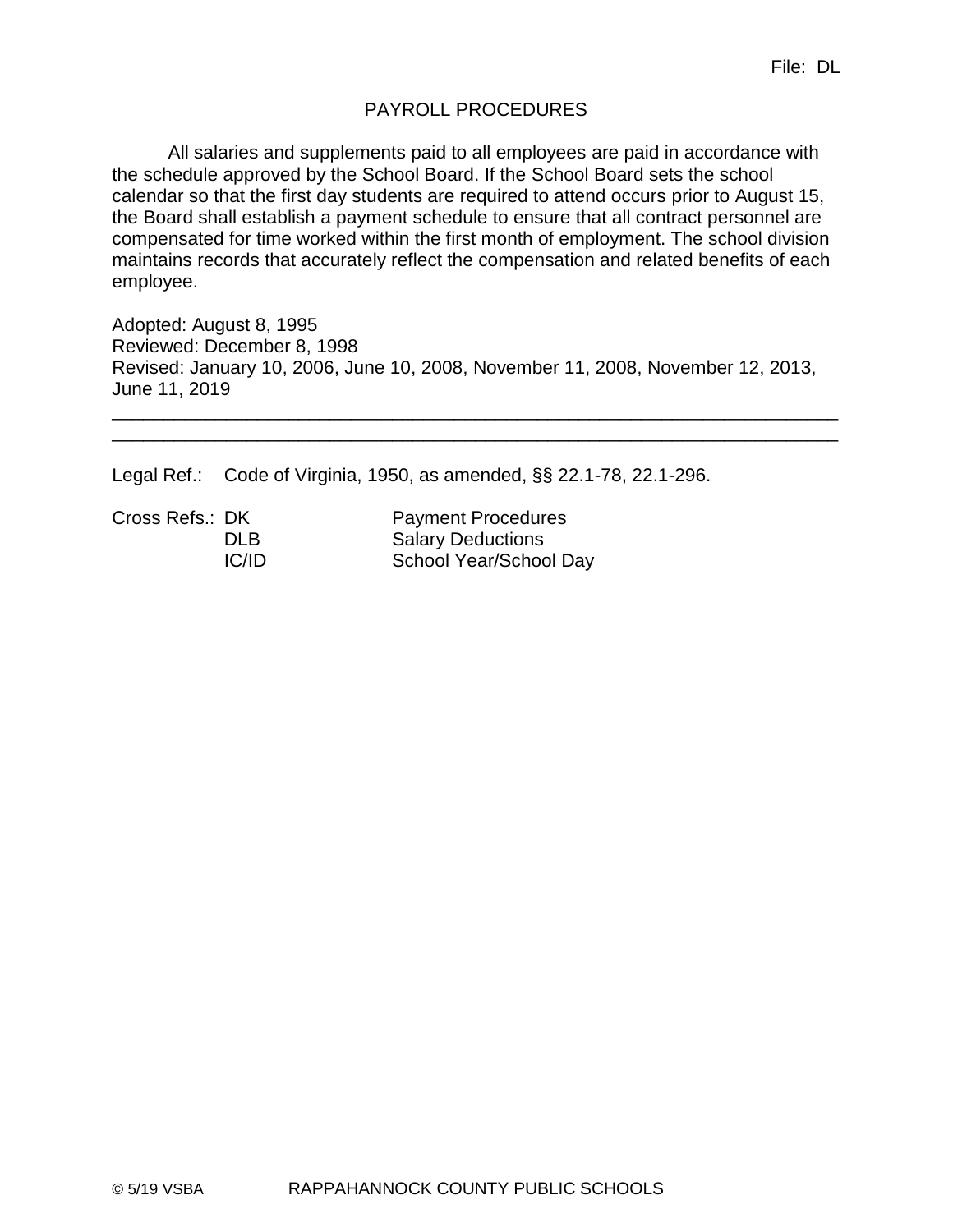File: DL

# PAYROLL PROCEDURES

All salaries and supplements paid to all employees are paid in accordance with the schedule approved by the School Board. If the School Board sets the school calendar so that the first day students are required to attend occurs prior to August 15, the Board shall establish a payment schedule to ensure that all contract personnel are compensated for time worked within the first month of employment. The school division maintains records that accurately reflect the compensation and related benefits of each employee.

Adopted: August 8, 1995
Reviewed: December 8, 1998
Revised: January 10, 2006, June 10, 2008, November 11, 2008, November 12, 2013, June 11, 2019

---

Legal Ref.: Code of Virginia, 1950, as amended, §§ 22.1-78, 22.1-296.

Cross Refs.:

| | |
|---|---|
| DK | Payment Procedures |
| DLB | Salary Deductions |
| IC/ID | School Year/School Day |

© 5/19 VSBA RAPPAHANNOCK COUNTY PUBLIC SCHOOLS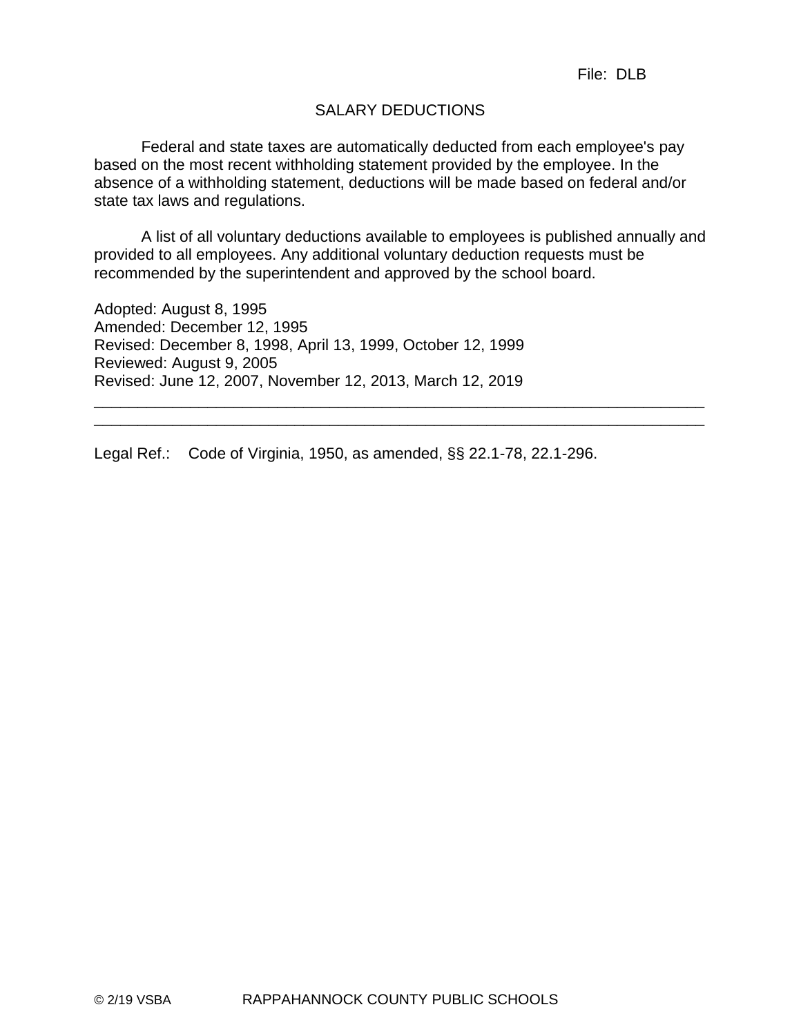File: DLB

# SALARY DEDUCTIONS

Federal and state taxes are automatically deducted from each employee's pay based on the most recent withholding statement provided by the employee. In the absence of a withholding statement, deductions will be made based on federal and/or state tax laws and regulations.

A list of all voluntary deductions available to employees is published annually and provided to all employees. Any additional voluntary deduction requests must be recommended by the superintendent and approved by the school board.

Adopted: August 8, 1995
Amended: December 12, 1995
Revised: December 8, 1998, April 13, 1999, October 12, 1999
Reviewed: August 9, 2005
Revised: June 12, 2007, November 12, 2013, March 12, 2019

---

Legal Ref.: Code of Virginia, 1950, as amended, §§ 22.1-78, 22.1-296.

© 2/19 VSBA RAPPAHANNOCK COUNTY PUBLIC SCHOOLS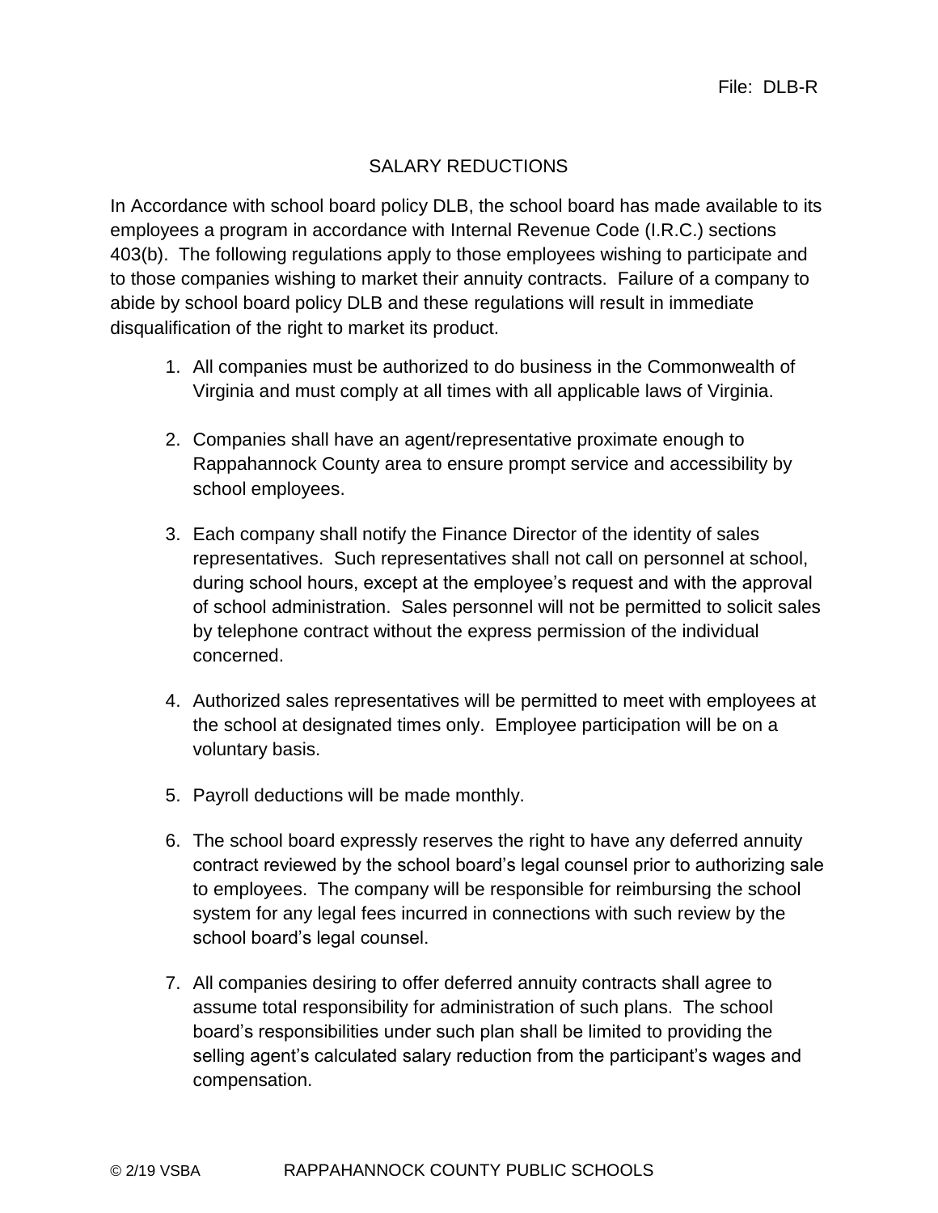File: DLB-R

# SALARY REDUCTIONS

In Accordance with school board policy DLB, the school board has made available to its employees a program in accordance with Internal Revenue Code (I.R.C.) sections 403(b). The following regulations apply to those employees wishing to participate and to those companies wishing to market their annuity contracts. Failure of a company to abide by school board policy DLB and these regulations will result in immediate disqualification of the right to market its product.

1. All companies must be authorized to do business in the Commonwealth of Virginia and must comply at all times with all applicable laws of Virginia.

2. Companies shall have an agent/representative proximate enough to Rappahannock County area to ensure prompt service and accessibility by school employees.

3. Each company shall notify the Finance Director of the identity of sales representatives. Such representatives shall not call on personnel at school, during school hours, except at the employee's request and with the approval of school administration. Sales personnel will not be permitted to solicit sales by telephone contract without the express permission of the individual concerned.

4. Authorized sales representatives will be permitted to meet with employees at the school at designated times only. Employee participation will be on a voluntary basis.

5. Payroll deductions will be made monthly.

6. The school board expressly reserves the right to have any deferred annuity contract reviewed by the school board's legal counsel prior to authorizing sale to employees. The company will be responsible for reimbursing the school system for any legal fees incurred in connections with such review by the school board's legal counsel.

7. All companies desiring to offer deferred annuity contracts shall agree to assume total responsibility for administration of such plans. The school board's responsibilities under such plan shall be limited to providing the selling agent's calculated salary reduction from the participant's wages and compensation.

© 2/19 VSBA RAPPAHANNOCK COUNTY PUBLIC SCHOOLS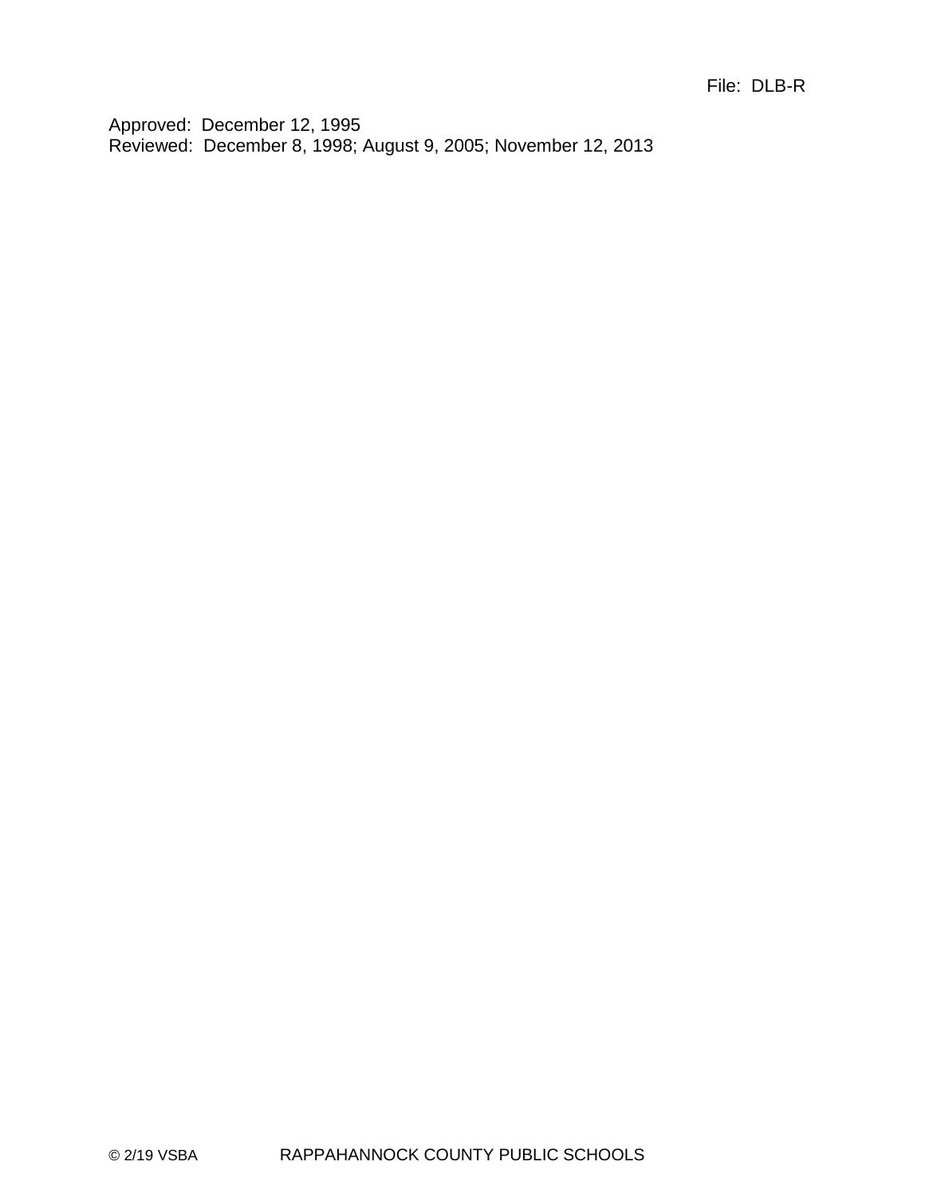File: DLB-R

Approved: December 12, 1995
Reviewed: December 8, 1998; August 9, 2005; November 12, 2013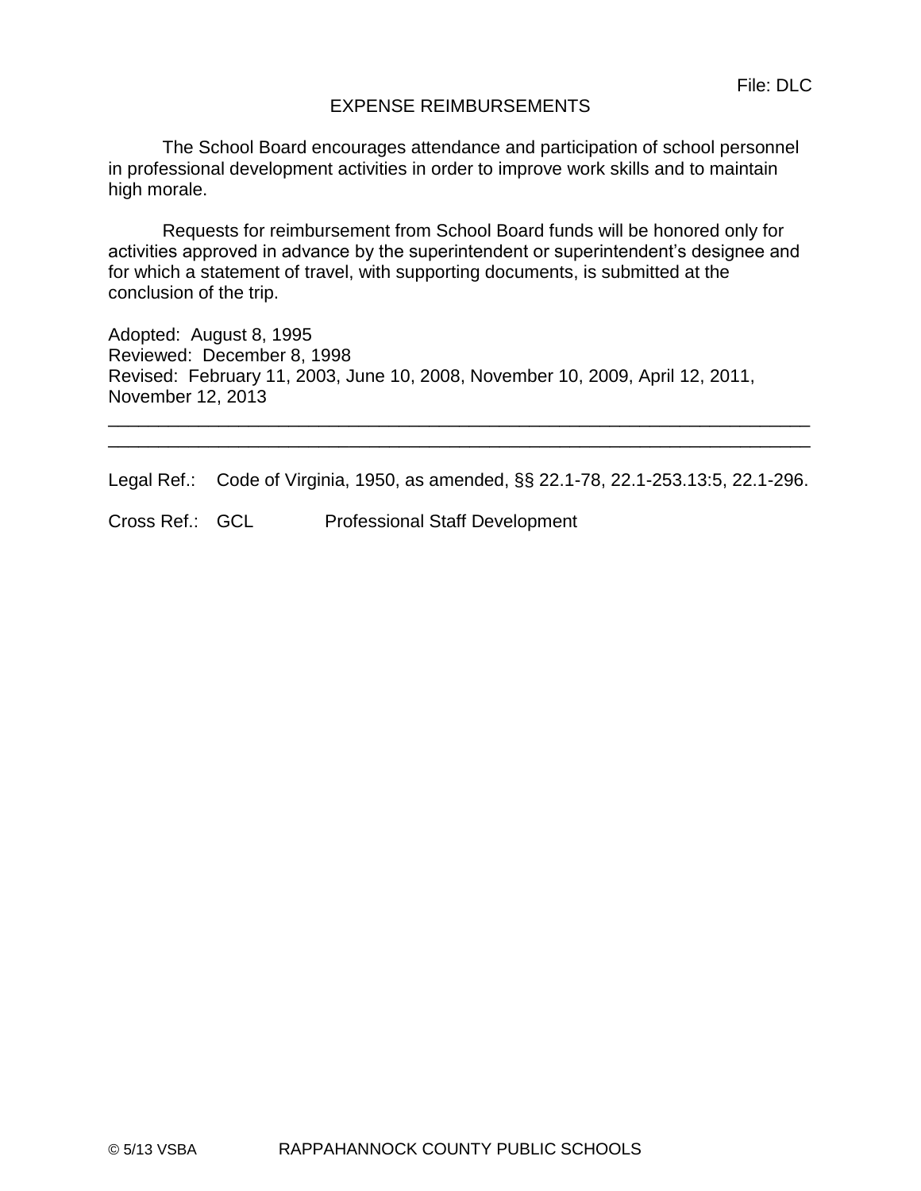File: DLC

# EXPENSE REIMBURSEMENTS

The School Board encourages attendance and participation of school personnel in professional development activities in order to improve work skills and to maintain high morale.

Requests for reimbursement from School Board funds will be honored only for activities approved in advance by the superintendent or superintendent's designee and for which a statement of travel, with supporting documents, is submitted at the conclusion of the trip.

Adopted: August 8, 1995
Reviewed: December 8, 1998
Revised: February 11, 2003, June 10, 2008, November 10, 2009, April 12, 2011, November 12, 2013

---

Legal Ref.: Code of Virginia, 1950, as amended, §§ 22.1-78, 22.1-253.13:5, 22.1-296.

Cross Ref.: GCL Professional Staff Development

© 5/13 VSBA RAPPAHANNOCK COUNTY PUBLIC SCHOOLS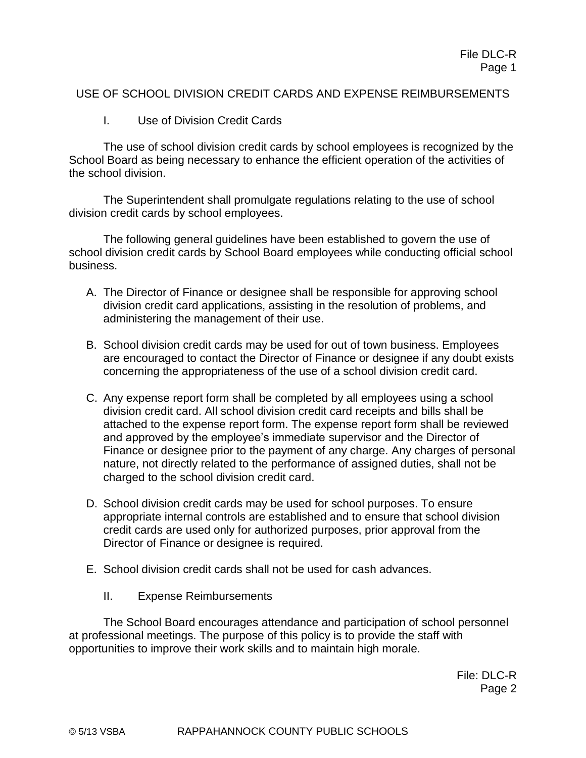USE OF SCHOOL DIVISION CREDIT CARDS AND EXPENSE REIMBURSEMENTS

## I. Use of Division Credit Cards

The use of school division credit cards by school employees is recognized by the School Board as being necessary to enhance the efficient operation of the activities of the school division.

The Superintendent shall promulgate regulations relating to the use of school division credit cards by school employees.

The following general guidelines have been established to govern the use of school division credit cards by School Board employees while conducting official school business.

A. The Director of Finance or designee shall be responsible for approving school division credit card applications, assisting in the resolution of problems, and administering the management of their use.

B. School division credit cards may be used for out of town business. Employees are encouraged to contact the Director of Finance or designee if any doubt exists concerning the appropriateness of the use of a school division credit card.

C. Any expense report form shall be completed by all employees using a school division credit card. All school division credit card receipts and bills shall be attached to the expense report form. The expense report form shall be reviewed and approved by the employee's immediate supervisor and the Director of Finance or designee prior to the payment of any charge. Any charges of personal nature, not directly related to the performance of assigned duties, shall not be charged to the school division credit card.

D. School division credit cards may be used for school purposes. To ensure appropriate internal controls are established and to ensure that school division credit cards are used only for authorized purposes, prior approval from the Director of Finance or designee is required.

E. School division credit cards shall not be used for cash advances.

## II. Expense Reimbursements

The School Board encourages attendance and participation of school personnel at professional meetings. The purpose of this policy is to provide the staff with opportunities to improve their work skills and to maintain high morale.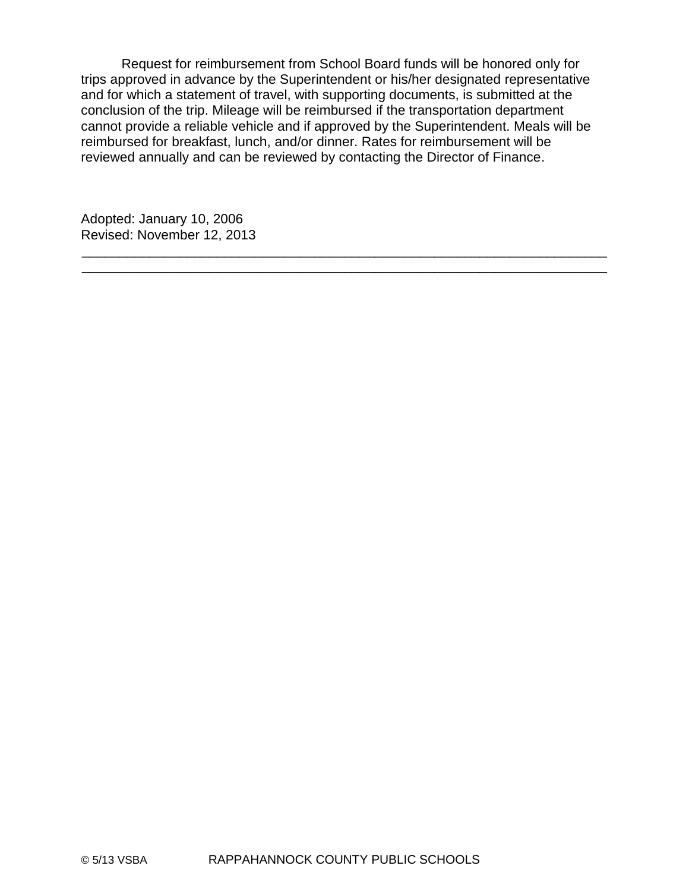Request for reimbursement from School Board funds will be honored only for trips approved in advance by the Superintendent or his/her designated representative and for which a statement of travel, with supporting documents, is submitted at the conclusion of the trip. Mileage will be reimbursed if the transportation department cannot provide a reliable vehicle and if approved by the Superintendent. Meals will be reimbursed for breakfast, lunch, and/or dinner. Rates for reimbursement will be reviewed annually and can be reviewed by contacting the Director of Finance.

Adopted: January 10, 2006
Revised: November 12, 2013

---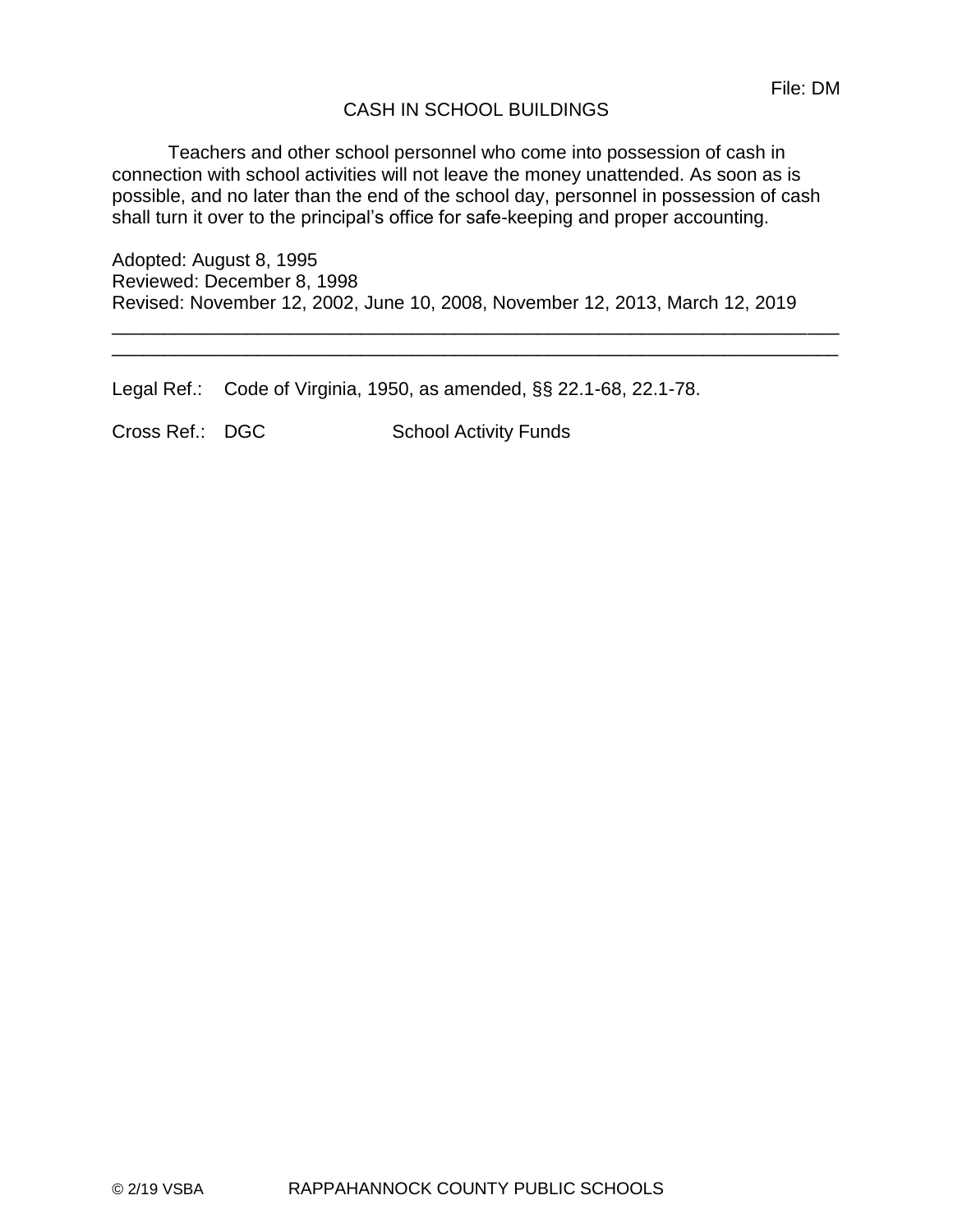File: DM

# CASH IN SCHOOL BUILDINGS

Teachers and other school personnel who come into possession of cash in connection with school activities will not leave the money unattended. As soon as is possible, and no later than the end of the school day, personnel in possession of cash shall turn it over to the principal's office for safe-keeping and proper accounting.

Adopted: August 8, 1995
Reviewed: December 8, 1998
Revised: November 12, 2002, June 10, 2008, November 12, 2013, March 12, 2019

---

---

Legal Ref.: Code of Virginia, 1950, as amended, §§ 22.1-68, 22.1-78.

Cross Ref.: DGC School Activity Funds

© 2/19 VSBA RAPPAHANNOCK COUNTY PUBLIC SCHOOLS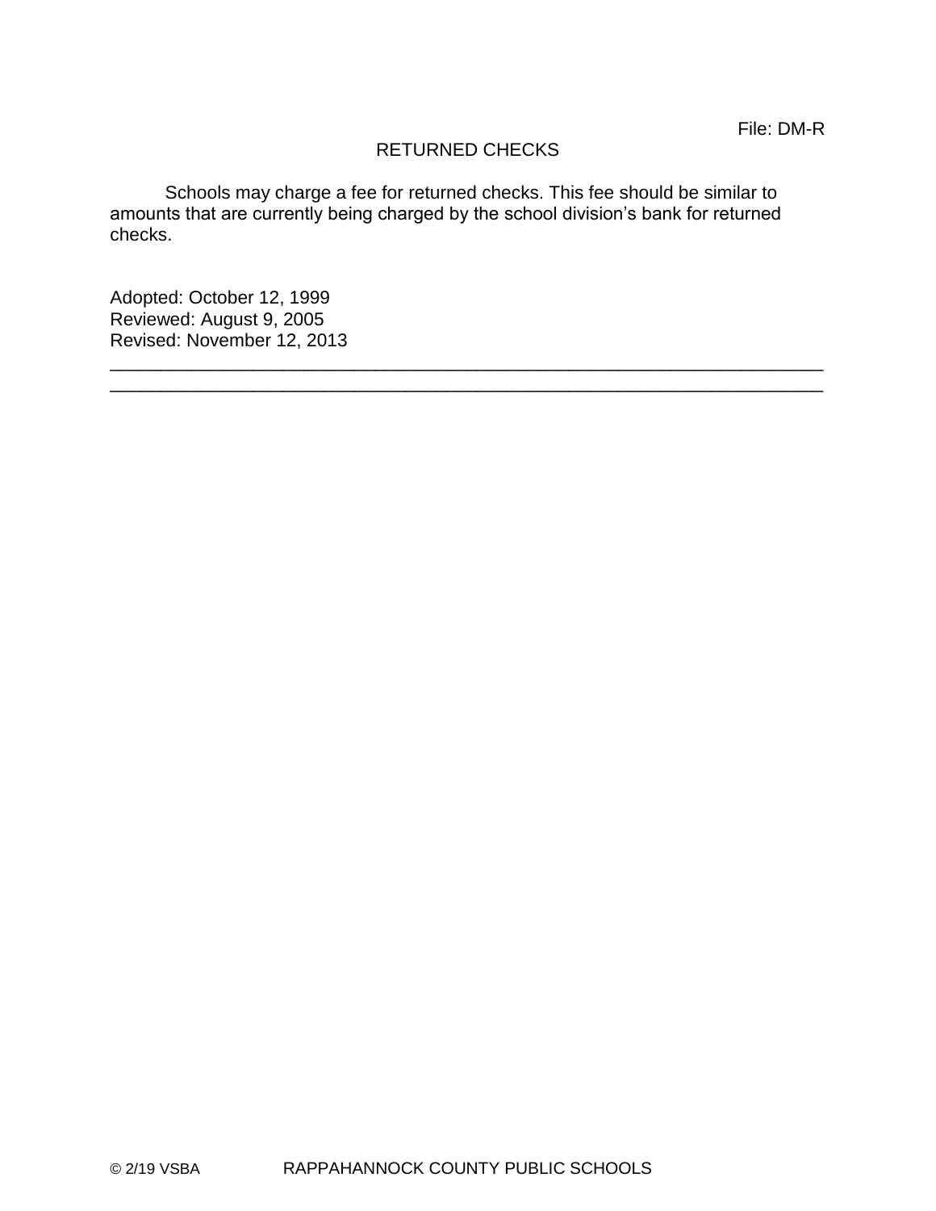File: DM-R

# RETURNED CHECKS

Schools may charge a fee for returned checks. This fee should be similar to amounts that are currently being charged by the school division's bank for returned checks.

Adopted: October 12, 1999
Reviewed: August 9, 2005
Revised: November 12, 2013

---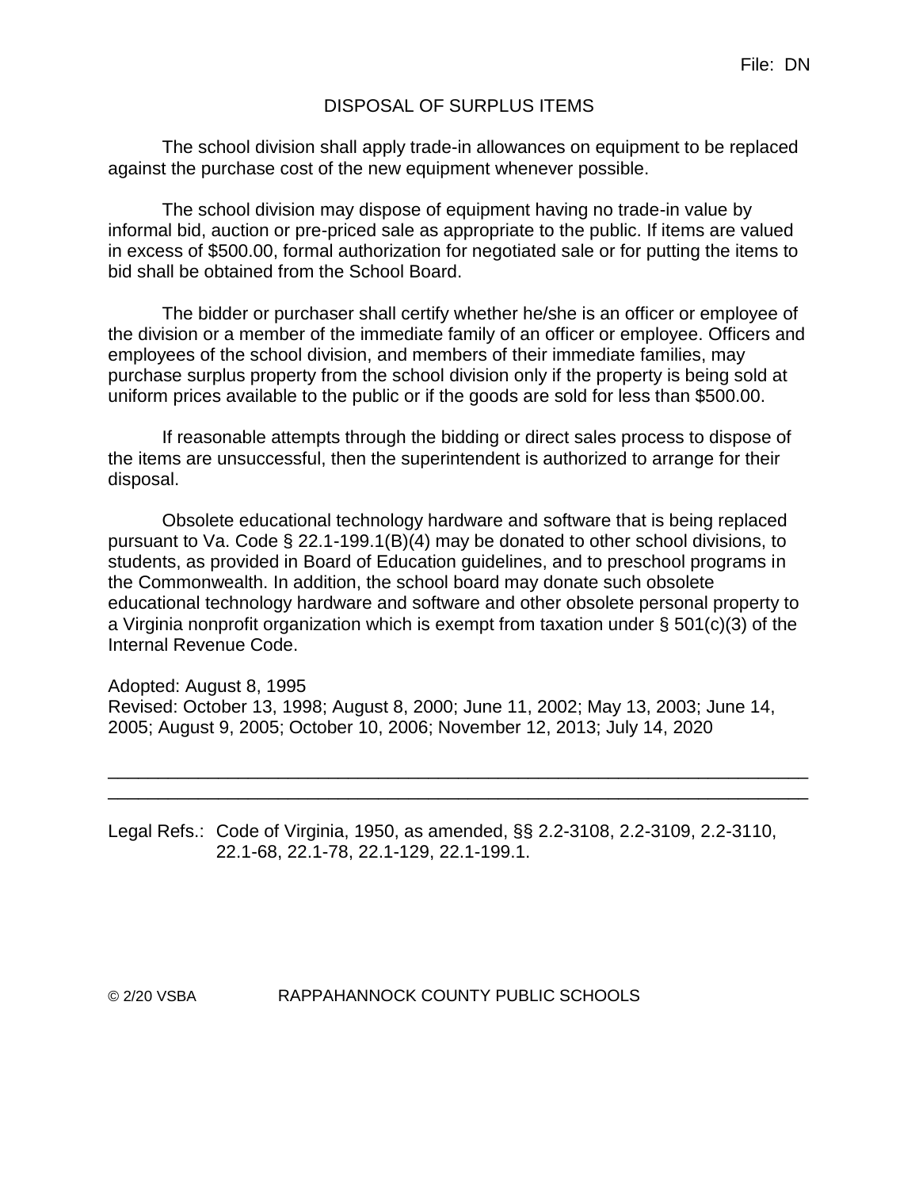File: DN

# DISPOSAL OF SURPLUS ITEMS

The school division shall apply trade-in allowances on equipment to be replaced against the purchase cost of the new equipment whenever possible.

The school division may dispose of equipment having no trade-in value by informal bid, auction or pre-priced sale as appropriate to the public. If items are valued in excess of $500.00, formal authorization for negotiated sale or for putting the items to bid shall be obtained from the School Board.

The bidder or purchaser shall certify whether he/she is an officer or employee of the division or a member of the immediate family of an officer or employee. Officers and employees of the school division, and members of their immediate families, may purchase surplus property from the school division only if the property is being sold at uniform prices available to the public or if the goods are sold for less than $500.00.

If reasonable attempts through the bidding or direct sales process to dispose of the items are unsuccessful, then the superintendent is authorized to arrange for their disposal.

Obsolete educational technology hardware and software that is being replaced pursuant to Va. Code § 22.1-199.1(B)(4) may be donated to other school divisions, to students, as provided in Board of Education guidelines, and to preschool programs in the Commonwealth. In addition, the school board may donate such obsolete educational technology hardware and software and other obsolete personal property to a Virginia nonprofit organization which is exempt from taxation under § 501(c)(3) of the Internal Revenue Code.

Adopted: August 8, 1995
Revised: October 13, 1998; August 8, 2000; June 11, 2002; May 13, 2003; June 14, 2005; August 9, 2005; October 10, 2006; November 12, 2013; July 14, 2020

---

Legal Refs.: Code of Virginia, 1950, as amended, §§ 2.2-3108, 2.2-3109, 2.2-3110, 22.1-68, 22.1-78, 22.1-129, 22.1-199.1.

© 2/20 VSBA RAPPAHANNOCK COUNTY PUBLIC SCHOOLS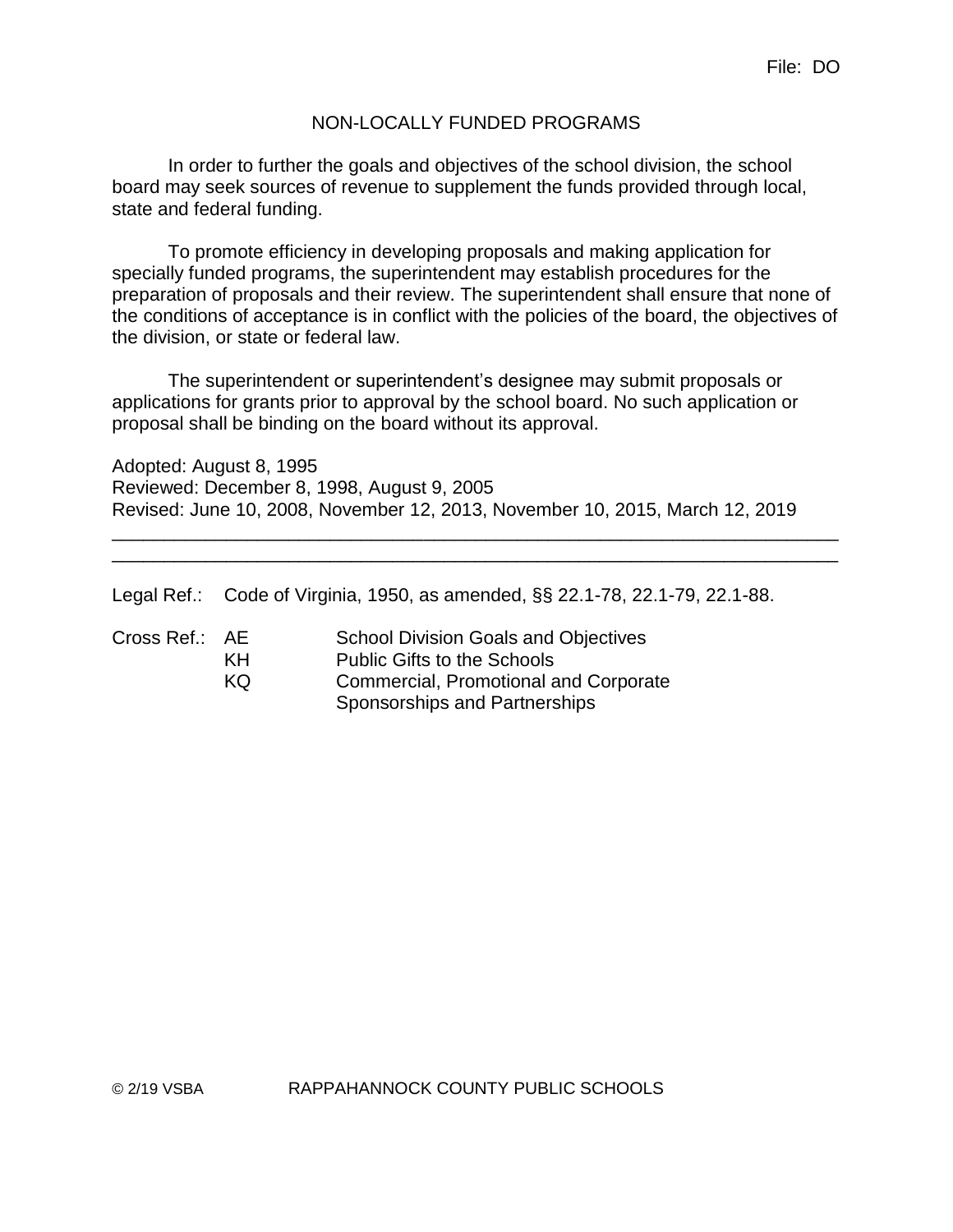File: DO

# NON-LOCALLY FUNDED PROGRAMS

In order to further the goals and objectives of the school division, the school board may seek sources of revenue to supplement the funds provided through local, state and federal funding.

To promote efficiency in developing proposals and making application for specially funded programs, the superintendent may establish procedures for the preparation of proposals and their review. The superintendent shall ensure that none of the conditions of acceptance is in conflict with the policies of the board, the objectives of the division, or state or federal law.

The superintendent or superintendent's designee may submit proposals or applications for grants prior to approval by the school board. No such application or proposal shall be binding on the board without its approval.

Adopted: August 8, 1995
Reviewed: December 8, 1998, August 9, 2005
Revised: June 10, 2008, November 12, 2013, November 10, 2015, March 12, 2019

---

Legal Ref.: Code of Virginia, 1950, as amended, §§ 22.1-78, 22.1-79, 22.1-88.

Cross Ref.:
- AE School Division Goals and Objectives
- KH Public Gifts to the Schools
- KQ Commercial, Promotional and Corporate Sponsorships and Partnerships

© 2/19 VSBA RAPPAHANNOCK COUNTY PUBLIC SCHOOLS